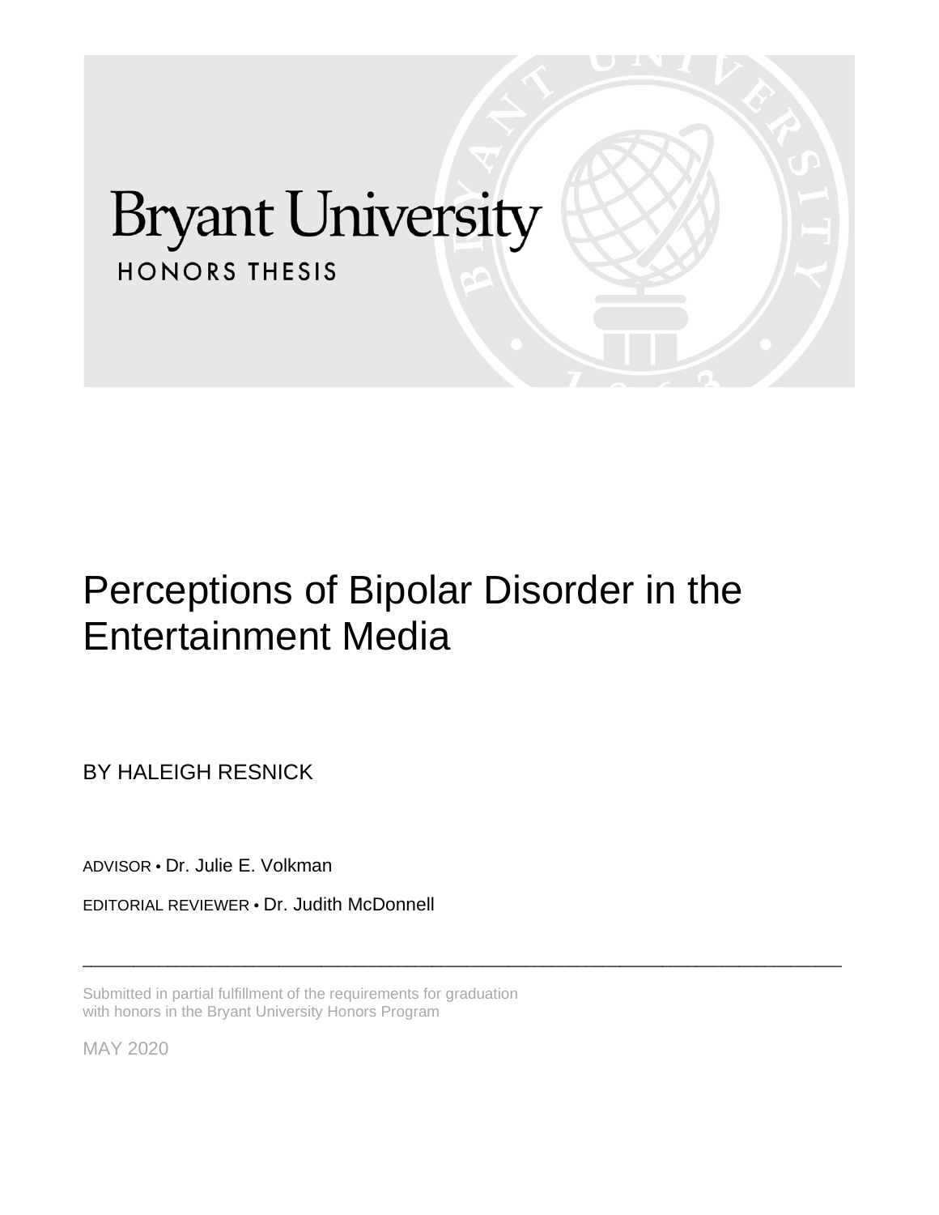Bryant University

HONORS THESIS

# Perceptions of Bipolar Disorder in the Entertainment Media

BY HALEIGH RESNICK

ADVISOR • Dr. Julie E. Volkman

EDITORIAL REVIEWER • Dr. Judith McDonnell

---

Submitted in partial fulfillment of the requirements for graduation with honors in the Bryant University Honors Program

MAY 2020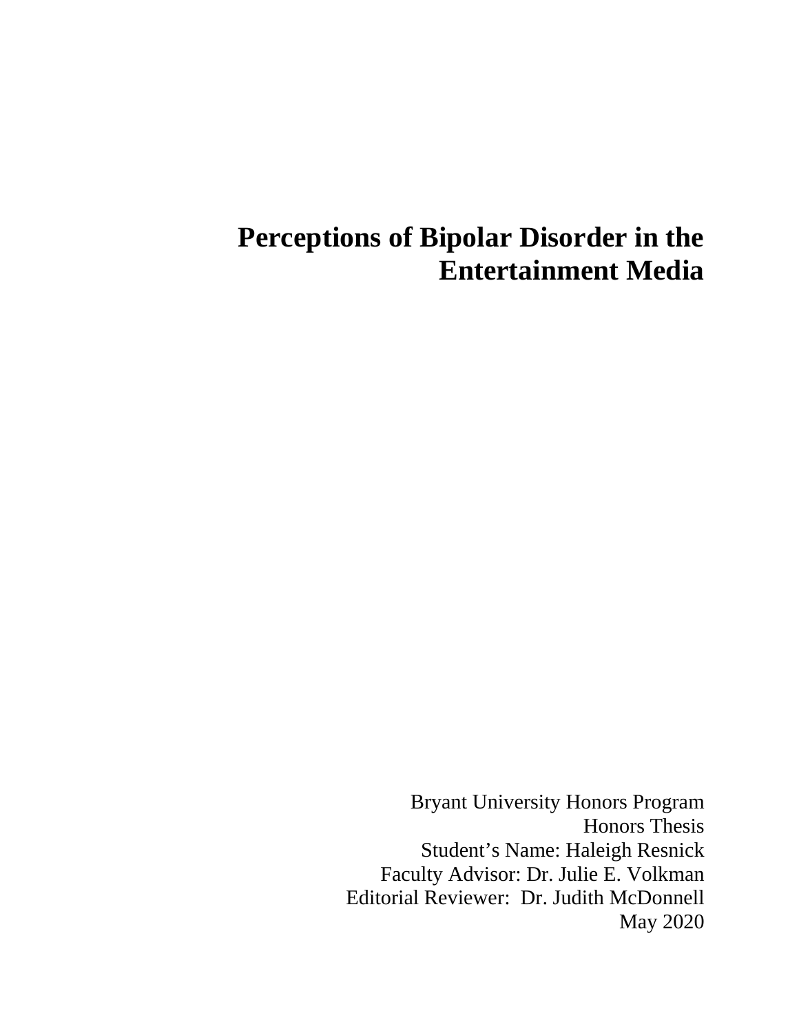# Perceptions of Bipolar Disorder in the Entertainment Media

Bryant University Honors Program
Honors Thesis
Student's Name: Haleigh Resnick
Faculty Advisor: Dr. Julie E. Volkman
Editorial Reviewer: Dr. Judith McDonnell
May 2020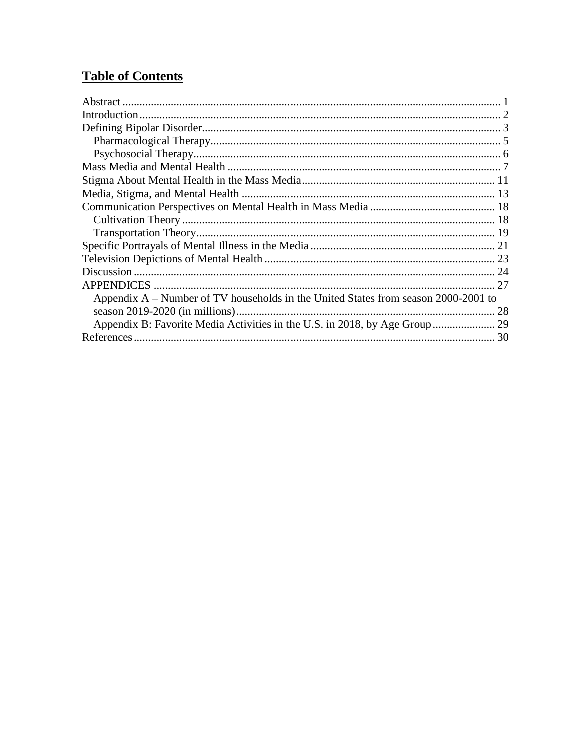# Table of Contents

Abstract ..... 1
Introduction ..... 2
Defining Bipolar Disorder ..... 3
  Pharmacological Therapy ..... 5
  Psychosocial Therapy ..... 6
Mass Media and Mental Health ..... 7
Stigma About Mental Health in the Mass Media ..... 11
Media, Stigma, and Mental Health ..... 13
Communication Perspectives on Mental Health in Mass Media ..... 18
  Cultivation Theory ..... 18
  Transportation Theory ..... 19
Specific Portrayals of Mental Illness in the Media ..... 21
Television Depictions of Mental Health ..... 23
Discussion ..... 24
APPENDICES ..... 27
  Appendix A – Number of TV households in the United States from season 2000-2001 to season 2019-2020 (in millions) ..... 28
  Appendix B: Favorite Media Activities in the U.S. in 2018, by Age Group ..... 29
References ..... 30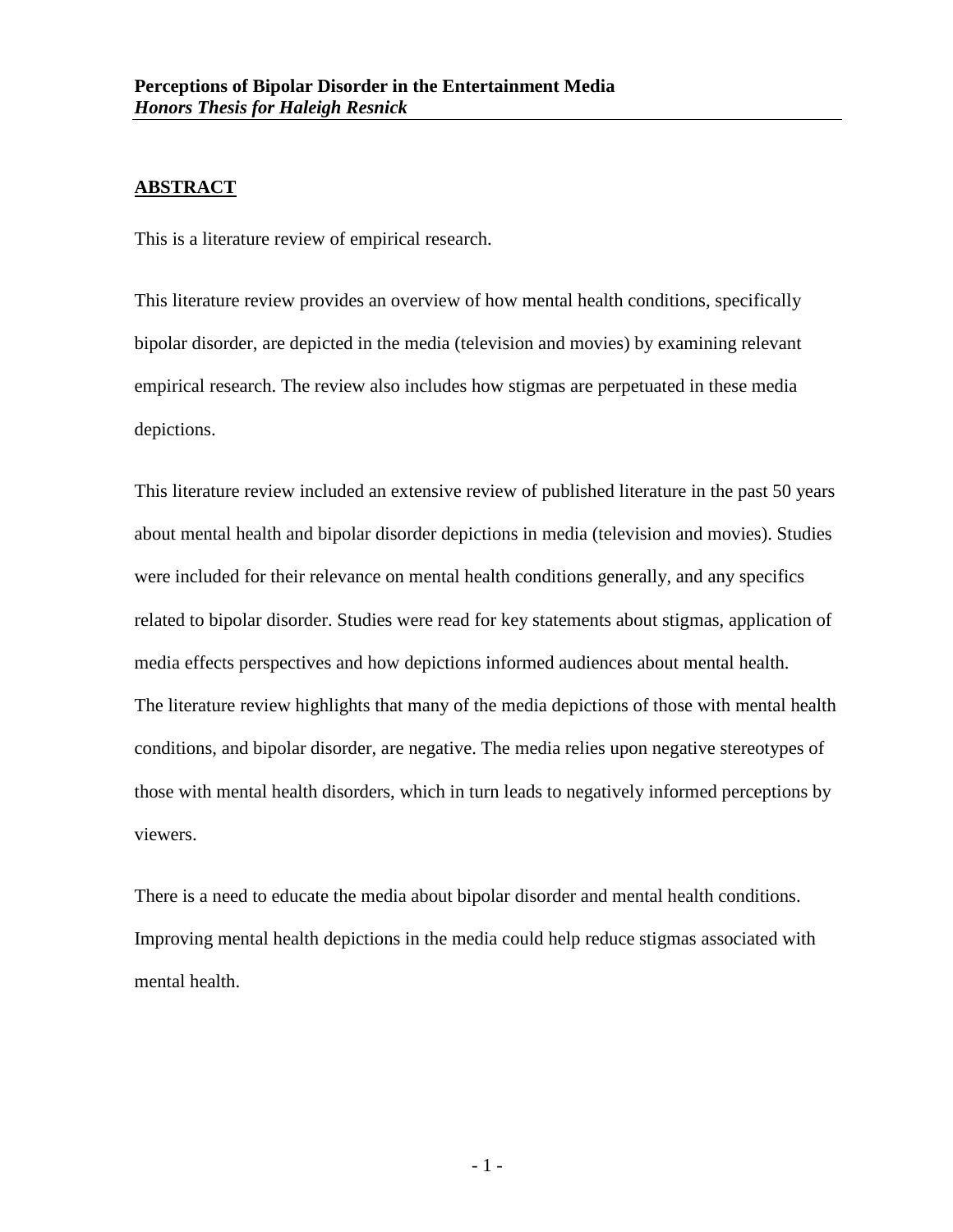**Perceptions of Bipolar Disorder in the Entertainment Media**
***Honors Thesis for Haleigh Resnick***

## ABSTRACT

This is a literature review of empirical research.

This literature review provides an overview of how mental health conditions, specifically bipolar disorder, are depicted in the media (television and movies) by examining relevant empirical research. The review also includes how stigmas are perpetuated in these media depictions.

This literature review included an extensive review of published literature in the past 50 years about mental health and bipolar disorder depictions in media (television and movies). Studies were included for their relevance on mental health conditions generally, and any specifics related to bipolar disorder. Studies were read for key statements about stigmas, application of media effects perspectives and how depictions informed audiences about mental health. The literature review highlights that many of the media depictions of those with mental health conditions, and bipolar disorder, are negative. The media relies upon negative stereotypes of those with mental health disorders, which in turn leads to negatively informed perceptions by viewers.

There is a need to educate the media about bipolar disorder and mental health conditions. Improving mental health depictions in the media could help reduce stigmas associated with mental health.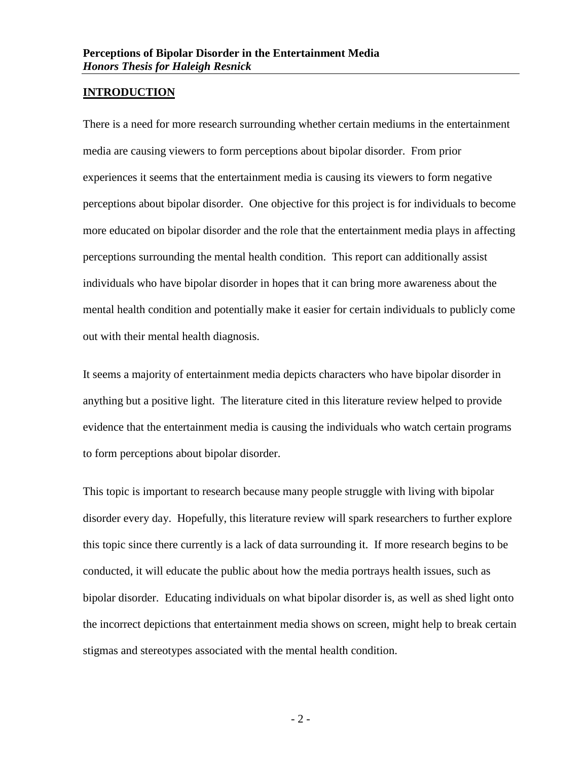## INTRODUCTION

There is a need for more research surrounding whether certain mediums in the entertainment media are causing viewers to form perceptions about bipolar disorder. From prior experiences it seems that the entertainment media is causing its viewers to form negative perceptions about bipolar disorder. One objective for this project is for individuals to become more educated on bipolar disorder and the role that the entertainment media plays in affecting perceptions surrounding the mental health condition. This report can additionally assist individuals who have bipolar disorder in hopes that it can bring more awareness about the mental health condition and potentially make it easier for certain individuals to publicly come out with their mental health diagnosis.

It seems a majority of entertainment media depicts characters who have bipolar disorder in anything but a positive light. The literature cited in this literature review helped to provide evidence that the entertainment media is causing the individuals who watch certain programs to form perceptions about bipolar disorder.

This topic is important to research because many people struggle with living with bipolar disorder every day. Hopefully, this literature review will spark researchers to further explore this topic since there currently is a lack of data surrounding it. If more research begins to be conducted, it will educate the public about how the media portrays health issues, such as bipolar disorder. Educating individuals on what bipolar disorder is, as well as shed light onto the incorrect depictions that entertainment media shows on screen, might help to break certain stigmas and stereotypes associated with the mental health condition.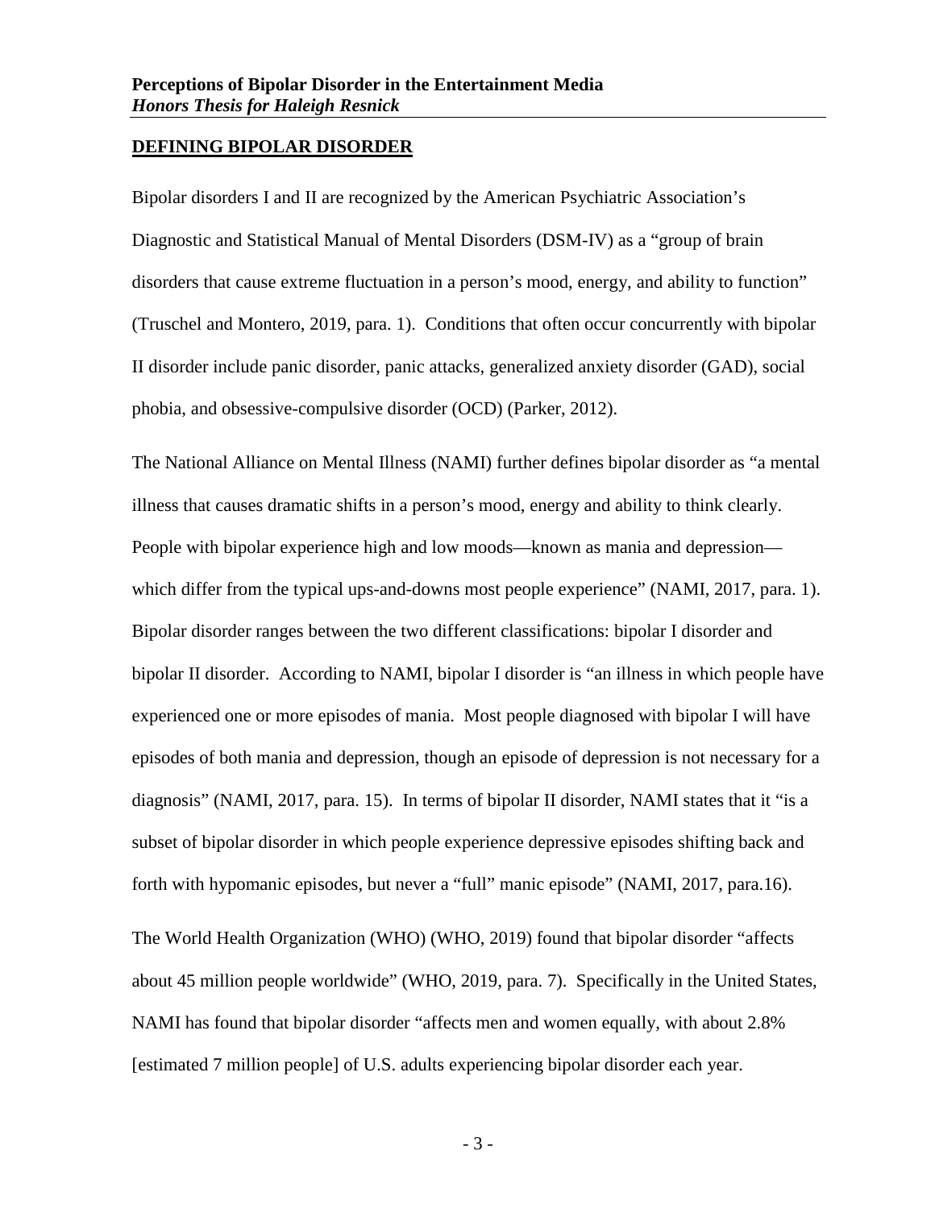## DEFINING BIPOLAR DISORDER

Bipolar disorders I and II are recognized by the American Psychiatric Association's Diagnostic and Statistical Manual of Mental Disorders (DSM-IV) as a "group of brain disorders that cause extreme fluctuation in a person's mood, energy, and ability to function" (Truschel and Montero, 2019, para. 1). Conditions that often occur concurrently with bipolar II disorder include panic disorder, panic attacks, generalized anxiety disorder (GAD), social phobia, and obsessive-compulsive disorder (OCD) (Parker, 2012).

The National Alliance on Mental Illness (NAMI) further defines bipolar disorder as "a mental illness that causes dramatic shifts in a person's mood, energy and ability to think clearly. People with bipolar experience high and low moods—known as mania and depression—which differ from the typical ups-and-downs most people experience" (NAMI, 2017, para. 1). Bipolar disorder ranges between the two different classifications: bipolar I disorder and bipolar II disorder. According to NAMI, bipolar I disorder is "an illness in which people have experienced one or more episodes of mania. Most people diagnosed with bipolar I will have episodes of both mania and depression, though an episode of depression is not necessary for a diagnosis" (NAMI, 2017, para. 15). In terms of bipolar II disorder, NAMI states that it "is a subset of bipolar disorder in which people experience depressive episodes shifting back and forth with hypomanic episodes, but never a "full" manic episode" (NAMI, 2017, para.16).

The World Health Organization (WHO) (WHO, 2019) found that bipolar disorder "affects about 45 million people worldwide" (WHO, 2019, para. 7). Specifically in the United States, NAMI has found that bipolar disorder "affects men and women equally, with about 2.8% [estimated 7 million people] of U.S. adults experiencing bipolar disorder each year.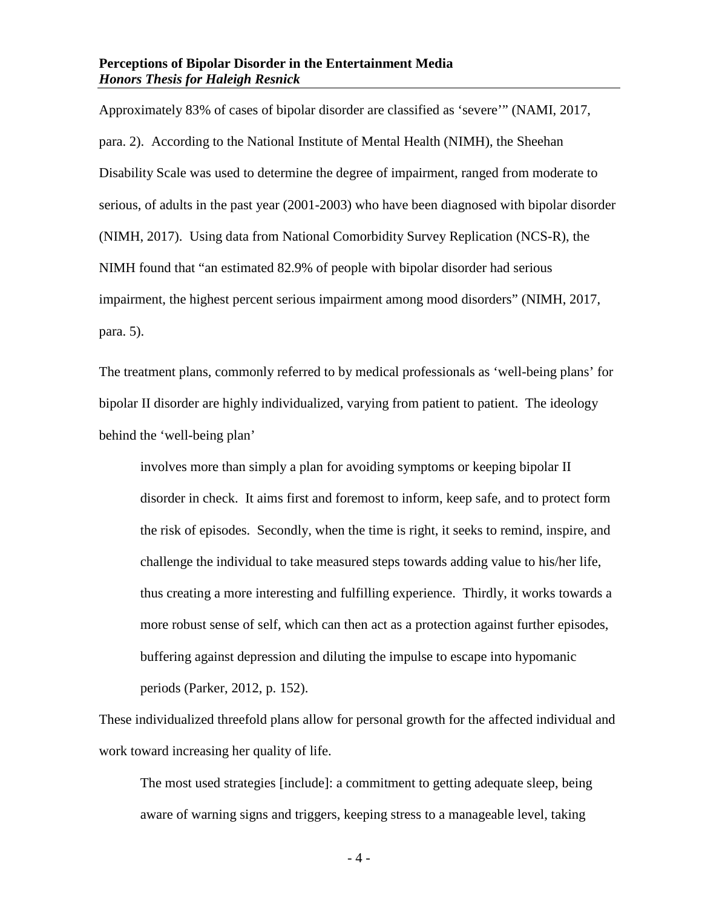Approximately 83% of cases of bipolar disorder are classified as 'severe'" (NAMI, 2017, para. 2). According to the National Institute of Mental Health (NIMH), the Sheehan Disability Scale was used to determine the degree of impairment, ranged from moderate to serious, of adults in the past year (2001-2003) who have been diagnosed with bipolar disorder (NIMH, 2017). Using data from National Comorbidity Survey Replication (NCS-R), the NIMH found that "an estimated 82.9% of people with bipolar disorder had serious impairment, the highest percent serious impairment among mood disorders" (NIMH, 2017, para. 5).

The treatment plans, commonly referred to by medical professionals as 'well-being plans' for bipolar II disorder are highly individualized, varying from patient to patient. The ideology behind the 'well-being plan'

> involves more than simply a plan for avoiding symptoms or keeping bipolar II disorder in check. It aims first and foremost to inform, keep safe, and to protect form the risk of episodes. Secondly, when the time is right, it seeks to remind, inspire, and challenge the individual to take measured steps towards adding value to his/her life, thus creating a more interesting and fulfilling experience. Thirdly, it works towards a more robust sense of self, which can then act as a protection against further episodes, buffering against depression and diluting the impulse to escape into hypomanic periods (Parker, 2012, p. 152).

These individualized threefold plans allow for personal growth for the affected individual and work toward increasing her quality of life.

> The most used strategies [include]: a commitment to getting adequate sleep, being aware of warning signs and triggers, keeping stress to a manageable level, taking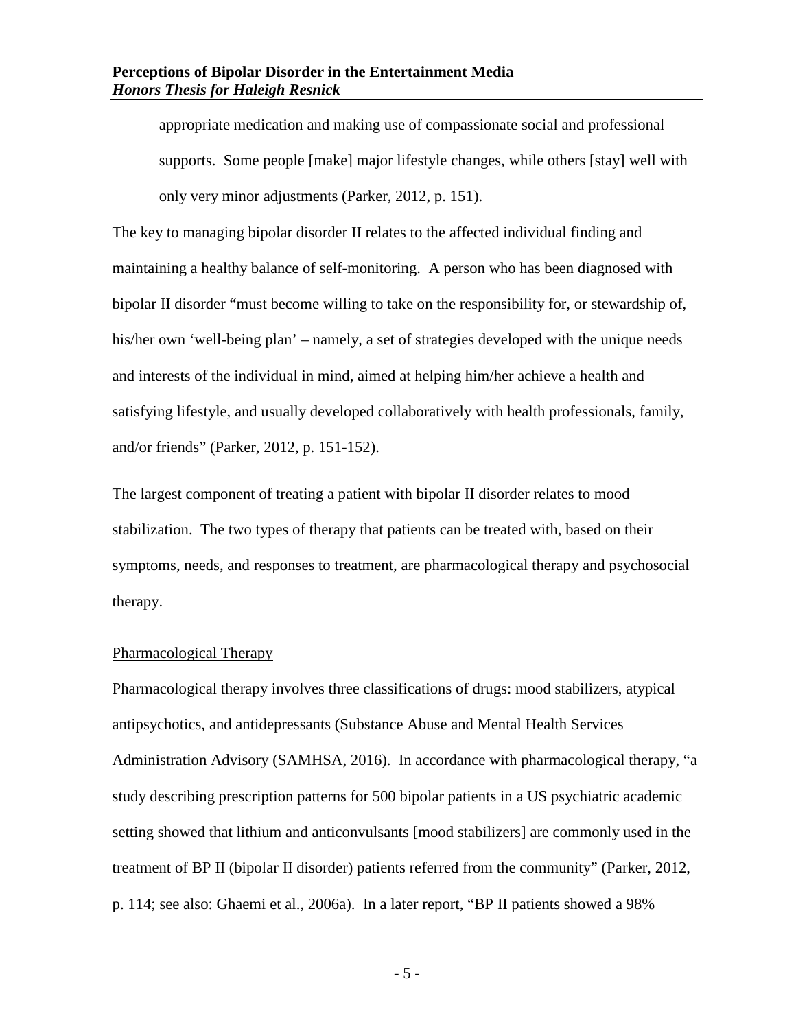> appropriate medication and making use of compassionate social and professional supports. Some people [make] major lifestyle changes, while others [stay] well with only very minor adjustments (Parker, 2012, p. 151).

The key to managing bipolar disorder II relates to the affected individual finding and maintaining a healthy balance of self-monitoring. A person who has been diagnosed with bipolar II disorder "must become willing to take on the responsibility for, or stewardship of, his/her own 'well-being plan' – namely, a set of strategies developed with the unique needs and interests of the individual in mind, aimed at helping him/her achieve a health and satisfying lifestyle, and usually developed collaboratively with health professionals, family, and/or friends" (Parker, 2012, p. 151-152).

The largest component of treating a patient with bipolar II disorder relates to mood stabilization. The two types of therapy that patients can be treated with, based on their symptoms, needs, and responses to treatment, are pharmacological therapy and psychosocial therapy.

Pharmacological Therapy

Pharmacological therapy involves three classifications of drugs: mood stabilizers, atypical antipsychotics, and antidepressants (Substance Abuse and Mental Health Services Administration Advisory (SAMHSA, 2016). In accordance with pharmacological therapy, "a study describing prescription patterns for 500 bipolar patients in a US psychiatric academic setting showed that lithium and anticonvulsants [mood stabilizers] are commonly used in the treatment of BP II (bipolar II disorder) patients referred from the community" (Parker, 2012, p. 114; see also: Ghaemi et al., 2006a). In a later report, "BP II patients showed a 98%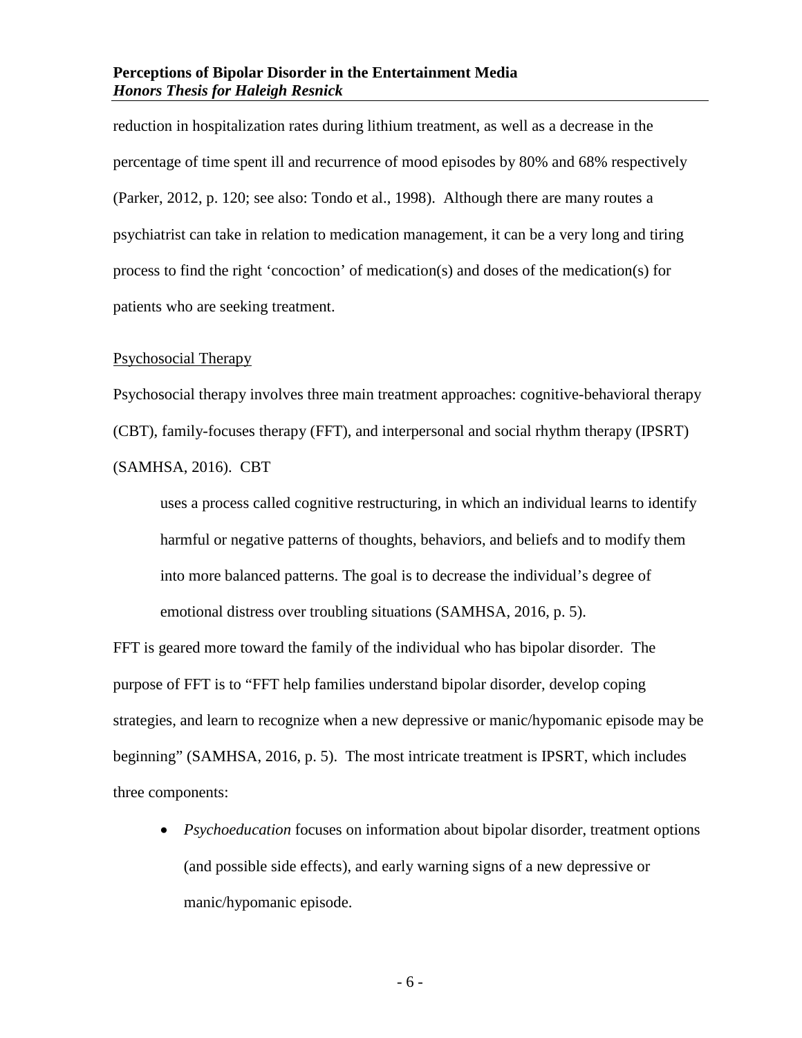reduction in hospitalization rates during lithium treatment, as well as a decrease in the percentage of time spent ill and recurrence of mood episodes by 80% and 68% respectively (Parker, 2012, p. 120; see also: Tondo et al., 1998). Although there are many routes a psychiatrist can take in relation to medication management, it can be a very long and tiring process to find the right 'concoction' of medication(s) and doses of the medication(s) for patients who are seeking treatment.

Psychosocial Therapy

Psychosocial therapy involves three main treatment approaches: cognitive-behavioral therapy (CBT), family-focuses therapy (FFT), and interpersonal and social rhythm therapy (IPSRT) (SAMHSA, 2016). CBT

> uses a process called cognitive restructuring, in which an individual learns to identify harmful or negative patterns of thoughts, behaviors, and beliefs and to modify them into more balanced patterns. The goal is to decrease the individual's degree of emotional distress over troubling situations (SAMHSA, 2016, p. 5).

FFT is geared more toward the family of the individual who has bipolar disorder. The purpose of FFT is to "FFT help families understand bipolar disorder, develop coping strategies, and learn to recognize when a new depressive or manic/hypomanic episode may be beginning" (SAMHSA, 2016, p. 5). The most intricate treatment is IPSRT, which includes three components:

- *Psychoeducation* focuses on information about bipolar disorder, treatment options (and possible side effects), and early warning signs of a new depressive or manic/hypomanic episode.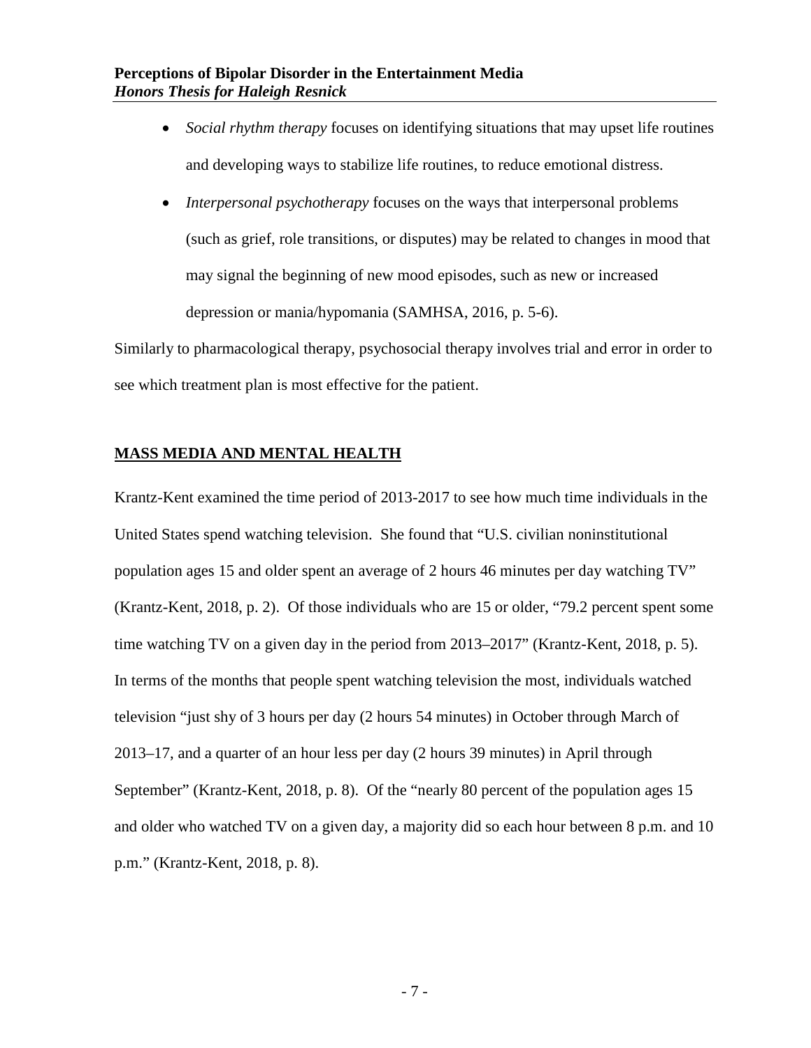- *Social rhythm therapy* focuses on identifying situations that may upset life routines and developing ways to stabilize life routines, to reduce emotional distress.
- *Interpersonal psychotherapy* focuses on the ways that interpersonal problems (such as grief, role transitions, or disputes) may be related to changes in mood that may signal the beginning of new mood episodes, such as new or increased depression or mania/hypomania (SAMHSA, 2016, p. 5-6).

Similarly to pharmacological therapy, psychosocial therapy involves trial and error in order to see which treatment plan is most effective for the patient.

## **MASS MEDIA AND MENTAL HEALTH**

Krantz-Kent examined the time period of 2013-2017 to see how much time individuals in the United States spend watching television. She found that "U.S. civilian noninstitutional population ages 15 and older spent an average of 2 hours 46 minutes per day watching TV" (Krantz-Kent, 2018, p. 2). Of those individuals who are 15 or older, "79.2 percent spent some time watching TV on a given day in the period from 2013–2017" (Krantz-Kent, 2018, p. 5). In terms of the months that people spent watching television the most, individuals watched television "just shy of 3 hours per day (2 hours 54 minutes) in October through March of 2013–17, and a quarter of an hour less per day (2 hours 39 minutes) in April through September" (Krantz-Kent, 2018, p. 8). Of the "nearly 80 percent of the population ages 15 and older who watched TV on a given day, a majority did so each hour between 8 p.m. and 10 p.m." (Krantz-Kent, 2018, p. 8).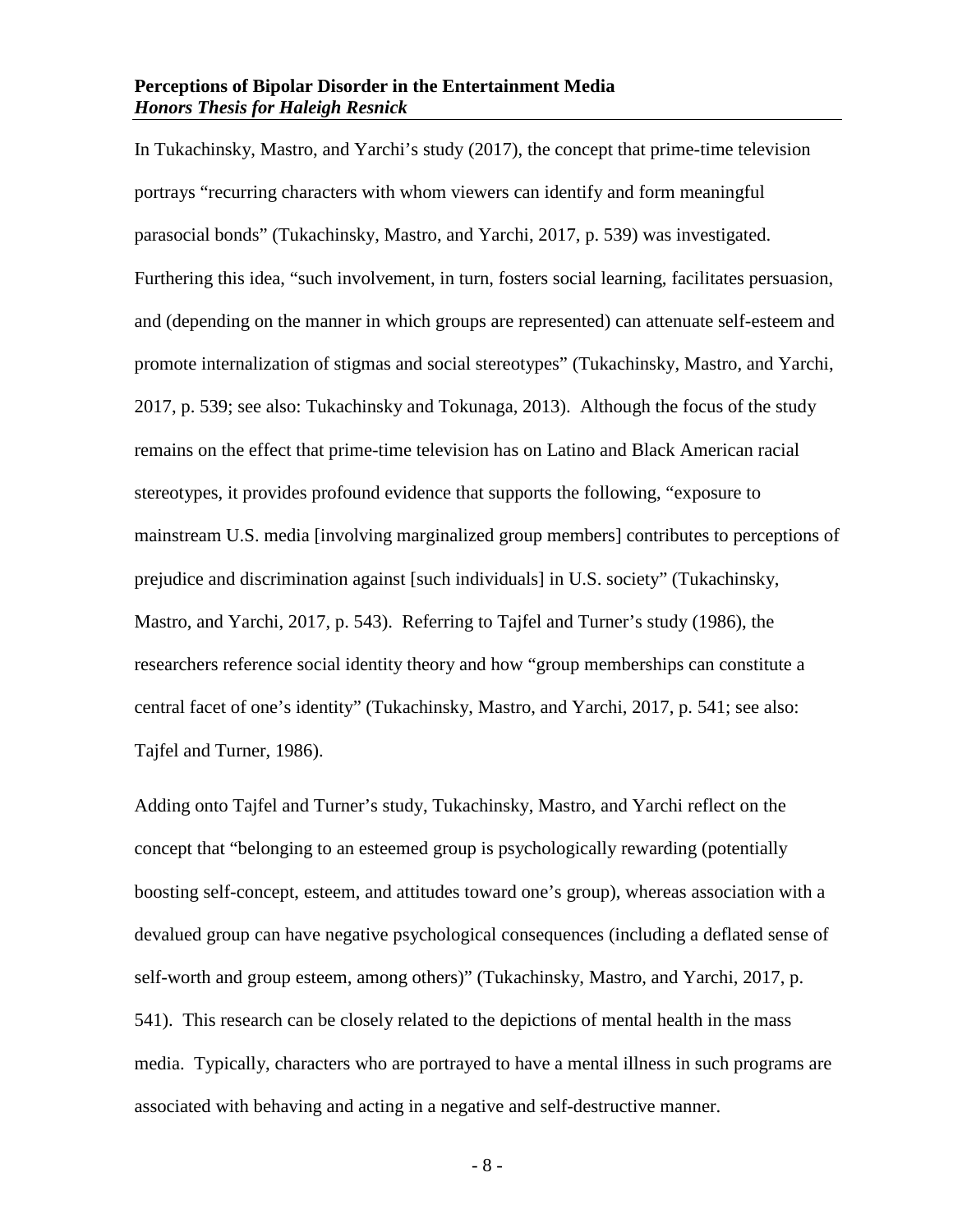In Tukachinsky, Mastro, and Yarchi's study (2017), the concept that prime-time television portrays "recurring characters with whom viewers can identify and form meaningful parasocial bonds" (Tukachinsky, Mastro, and Yarchi, 2017, p. 539) was investigated. Furthering this idea, "such involvement, in turn, fosters social learning, facilitates persuasion, and (depending on the manner in which groups are represented) can attenuate self-esteem and promote internalization of stigmas and social stereotypes" (Tukachinsky, Mastro, and Yarchi, 2017, p. 539; see also: Tukachinsky and Tokunaga, 2013). Although the focus of the study remains on the effect that prime-time television has on Latino and Black American racial stereotypes, it provides profound evidence that supports the following, "exposure to mainstream U.S. media [involving marginalized group members] contributes to perceptions of prejudice and discrimination against [such individuals] in U.S. society" (Tukachinsky, Mastro, and Yarchi, 2017, p. 543). Referring to Tajfel and Turner's study (1986), the researchers reference social identity theory and how "group memberships can constitute a central facet of one's identity" (Tukachinsky, Mastro, and Yarchi, 2017, p. 541; see also: Tajfel and Turner, 1986).

Adding onto Tajfel and Turner's study, Tukachinsky, Mastro, and Yarchi reflect on the concept that "belonging to an esteemed group is psychologically rewarding (potentially boosting self-concept, esteem, and attitudes toward one's group), whereas association with a devalued group can have negative psychological consequences (including a deflated sense of self-worth and group esteem, among others)" (Tukachinsky, Mastro, and Yarchi, 2017, p. 541). This research can be closely related to the depictions of mental health in the mass media. Typically, characters who are portrayed to have a mental illness in such programs are associated with behaving and acting in a negative and self-destructive manner.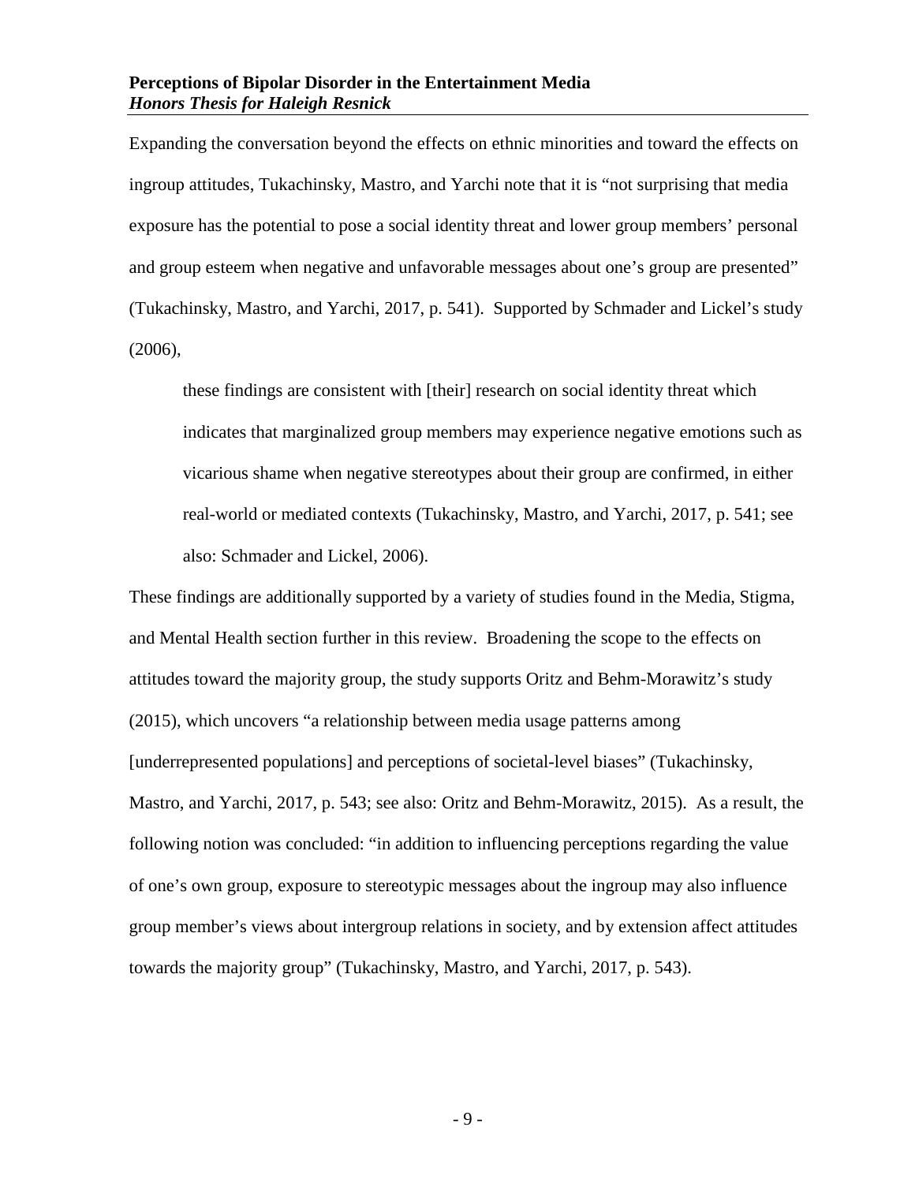Expanding the conversation beyond the effects on ethnic minorities and toward the effects on ingroup attitudes, Tukachinsky, Mastro, and Yarchi note that it is "not surprising that media exposure has the potential to pose a social identity threat and lower group members' personal and group esteem when negative and unfavorable messages about one's group are presented" (Tukachinsky, Mastro, and Yarchi, 2017, p. 541). Supported by Schmader and Lickel's study (2006),

> these findings are consistent with [their] research on social identity threat which indicates that marginalized group members may experience negative emotions such as vicarious shame when negative stereotypes about their group are confirmed, in either real-world or mediated contexts (Tukachinsky, Mastro, and Yarchi, 2017, p. 541; see also: Schmader and Lickel, 2006).

These findings are additionally supported by a variety of studies found in the Media, Stigma, and Mental Health section further in this review. Broadening the scope to the effects on attitudes toward the majority group, the study supports Oritz and Behm-Morawitz's study (2015), which uncovers "a relationship between media usage patterns among [underrepresented populations] and perceptions of societal-level biases" (Tukachinsky, Mastro, and Yarchi, 2017, p. 543; see also: Oritz and Behm-Morawitz, 2015). As a result, the following notion was concluded: "in addition to influencing perceptions regarding the value of one's own group, exposure to stereotypic messages about the ingroup may also influence group member's views about intergroup relations in society, and by extension affect attitudes towards the majority group" (Tukachinsky, Mastro, and Yarchi, 2017, p. 543).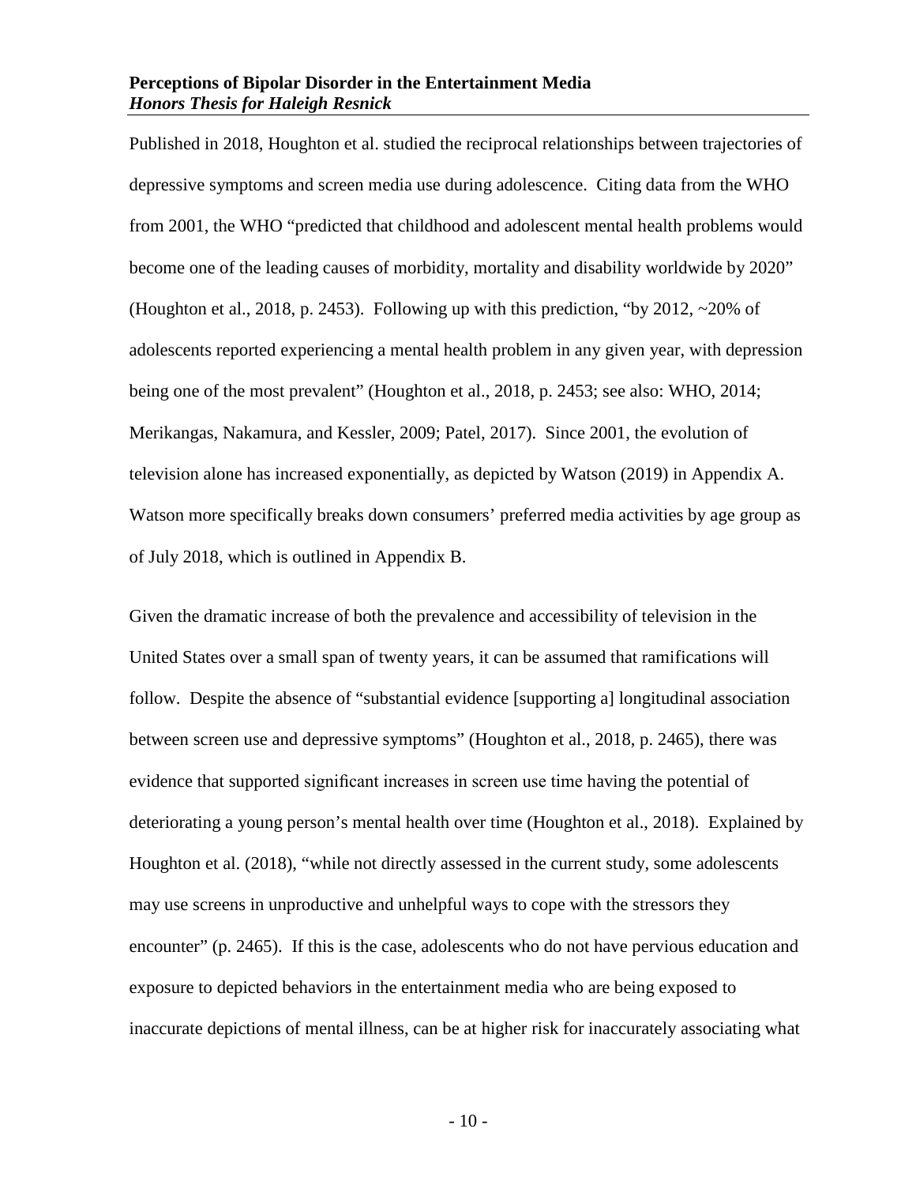Published in 2018, Houghton et al. studied the reciprocal relationships between trajectories of depressive symptoms and screen media use during adolescence. Citing data from the WHO from 2001, the WHO "predicted that childhood and adolescent mental health problems would become one of the leading causes of morbidity, mortality and disability worldwide by 2020" (Houghton et al., 2018, p. 2453). Following up with this prediction, "by 2012, ~20% of adolescents reported experiencing a mental health problem in any given year, with depression being one of the most prevalent" (Houghton et al., 2018, p. 2453; see also: WHO, 2014; Merikangas, Nakamura, and Kessler, 2009; Patel, 2017). Since 2001, the evolution of television alone has increased exponentially, as depicted by Watson (2019) in Appendix A. Watson more specifically breaks down consumers' preferred media activities by age group as of July 2018, which is outlined in Appendix B.

Given the dramatic increase of both the prevalence and accessibility of television in the United States over a small span of twenty years, it can be assumed that ramifications will follow. Despite the absence of "substantial evidence [supporting a] longitudinal association between screen use and depressive symptoms" (Houghton et al., 2018, p. 2465), there was evidence that supported significant increases in screen use time having the potential of deteriorating a young person's mental health over time (Houghton et al., 2018). Explained by Houghton et al. (2018), "while not directly assessed in the current study, some adolescents may use screens in unproductive and unhelpful ways to cope with the stressors they encounter" (p. 2465). If this is the case, adolescents who do not have pervious education and exposure to depicted behaviors in the entertainment media who are being exposed to inaccurate depictions of mental illness, can be at higher risk for inaccurately associating what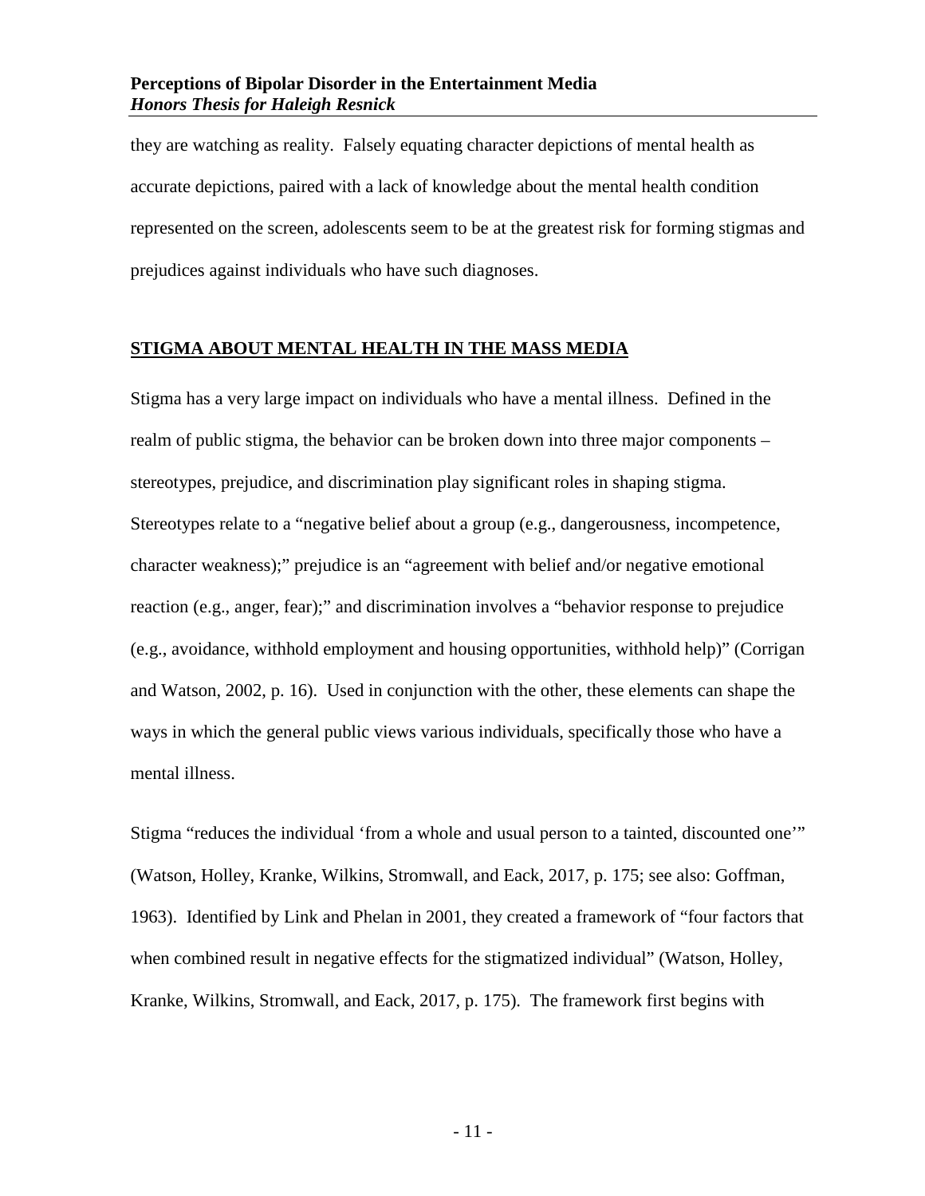they are watching as reality. Falsely equating character depictions of mental health as accurate depictions, paired with a lack of knowledge about the mental health condition represented on the screen, adolescents seem to be at the greatest risk for forming stigmas and prejudices against individuals who have such diagnoses.

## STIGMA ABOUT MENTAL HEALTH IN THE MASS MEDIA

Stigma has a very large impact on individuals who have a mental illness. Defined in the realm of public stigma, the behavior can be broken down into three major components – stereotypes, prejudice, and discrimination play significant roles in shaping stigma. Stereotypes relate to a "negative belief about a group (e.g., dangerousness, incompetence, character weakness);" prejudice is an "agreement with belief and/or negative emotional reaction (e.g., anger, fear);" and discrimination involves a "behavior response to prejudice (e.g., avoidance, withhold employment and housing opportunities, withhold help)" (Corrigan and Watson, 2002, p. 16). Used in conjunction with the other, these elements can shape the ways in which the general public views various individuals, specifically those who have a mental illness.

Stigma "reduces the individual 'from a whole and usual person to a tainted, discounted one'" (Watson, Holley, Kranke, Wilkins, Stromwall, and Eack, 2017, p. 175; see also: Goffman, 1963). Identified by Link and Phelan in 2001, they created a framework of "four factors that when combined result in negative effects for the stigmatized individual" (Watson, Holley, Kranke, Wilkins, Stromwall, and Eack, 2017, p. 175). The framework first begins with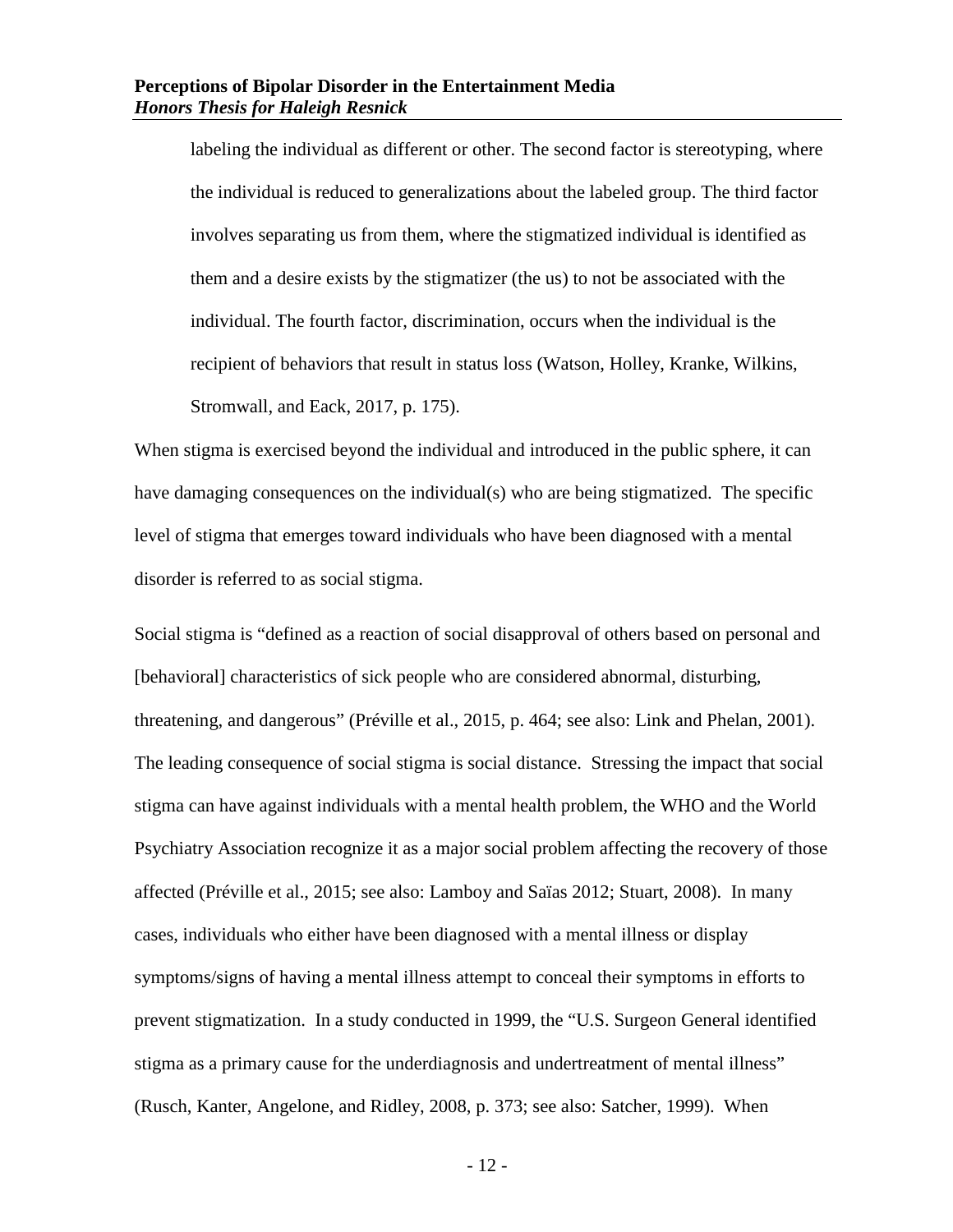> labeling the individual as different or other. The second factor is stereotyping, where the individual is reduced to generalizations about the labeled group. The third factor involves separating us from them, where the stigmatized individual is identified as them and a desire exists by the stigmatizer (the us) to not be associated with the individual. The fourth factor, discrimination, occurs when the individual is the recipient of behaviors that result in status loss (Watson, Holley, Kranke, Wilkins, Stromwall, and Eack, 2017, p. 175).

When stigma is exercised beyond the individual and introduced in the public sphere, it can have damaging consequences on the individual(s) who are being stigmatized. The specific level of stigma that emerges toward individuals who have been diagnosed with a mental disorder is referred to as social stigma.

Social stigma is "defined as a reaction of social disapproval of others based on personal and [behavioral] characteristics of sick people who are considered abnormal, disturbing, threatening, and dangerous" (Préville et al., 2015, p. 464; see also: Link and Phelan, 2001). The leading consequence of social stigma is social distance. Stressing the impact that social stigma can have against individuals with a mental health problem, the WHO and the World Psychiatry Association recognize it as a major social problem affecting the recovery of those affected (Préville et al., 2015; see also: Lamboy and Saïas 2012; Stuart, 2008). In many cases, individuals who either have been diagnosed with a mental illness or display symptoms/signs of having a mental illness attempt to conceal their symptoms in efforts to prevent stigmatization. In a study conducted in 1999, the "U.S. Surgeon General identified stigma as a primary cause for the underdiagnosis and undertreatment of mental illness" (Rusch, Kanter, Angelone, and Ridley, 2008, p. 373; see also: Satcher, 1999). When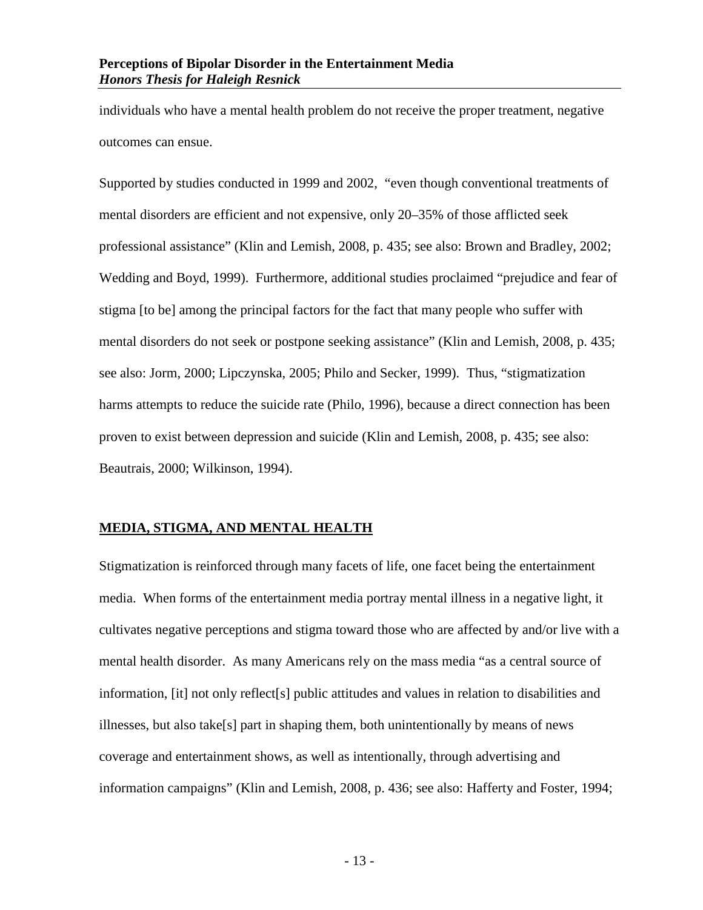individuals who have a mental health problem do not receive the proper treatment, negative outcomes can ensue.

Supported by studies conducted in 1999 and 2002, "even though conventional treatments of mental disorders are efficient and not expensive, only 20–35% of those afflicted seek professional assistance" (Klin and Lemish, 2008, p. 435; see also: Brown and Bradley, 2002; Wedding and Boyd, 1999). Furthermore, additional studies proclaimed "prejudice and fear of stigma [to be] among the principal factors for the fact that many people who suffer with mental disorders do not seek or postpone seeking assistance" (Klin and Lemish, 2008, p. 435; see also: Jorm, 2000; Lipczynska, 2005; Philo and Secker, 1999). Thus, "stigmatization harms attempts to reduce the suicide rate (Philo, 1996), because a direct connection has been proven to exist between depression and suicide (Klin and Lemish, 2008, p. 435; see also: Beautrais, 2000; Wilkinson, 1994).

## MEDIA, STIGMA, AND MENTAL HEALTH

Stigmatization is reinforced through many facets of life, one facet being the entertainment media. When forms of the entertainment media portray mental illness in a negative light, it cultivates negative perceptions and stigma toward those who are affected by and/or live with a mental health disorder. As many Americans rely on the mass media "as a central source of information, [it] not only reflect[s] public attitudes and values in relation to disabilities and illnesses, but also take[s] part in shaping them, both unintentionally by means of news coverage and entertainment shows, as well as intentionally, through advertising and information campaigns" (Klin and Lemish, 2008, p. 436; see also: Hafferty and Foster, 1994;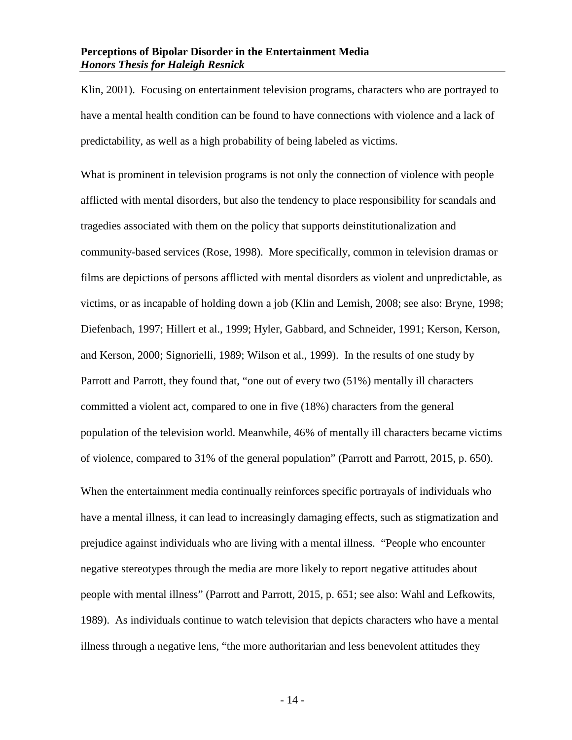Klin, 2001). Focusing on entertainment television programs, characters who are portrayed to have a mental health condition can be found to have connections with violence and a lack of predictability, as well as a high probability of being labeled as victims.

What is prominent in television programs is not only the connection of violence with people afflicted with mental disorders, but also the tendency to place responsibility for scandals and tragedies associated with them on the policy that supports deinstitutionalization and community-based services (Rose, 1998). More specifically, common in television dramas or films are depictions of persons afflicted with mental disorders as violent and unpredictable, as victims, or as incapable of holding down a job (Klin and Lemish, 2008; see also: Bryne, 1998; Diefenbach, 1997; Hillert et al., 1999; Hyler, Gabbard, and Schneider, 1991; Kerson, Kerson, and Kerson, 2000; Signorielli, 1989; Wilson et al., 1999). In the results of one study by Parrott and Parrott, they found that, "one out of every two (51%) mentally ill characters committed a violent act, compared to one in five (18%) characters from the general population of the television world. Meanwhile, 46% of mentally ill characters became victims of violence, compared to 31% of the general population" (Parrott and Parrott, 2015, p. 650).

When the entertainment media continually reinforces specific portrayals of individuals who have a mental illness, it can lead to increasingly damaging effects, such as stigmatization and prejudice against individuals who are living with a mental illness. "People who encounter negative stereotypes through the media are more likely to report negative attitudes about people with mental illness" (Parrott and Parrott, 2015, p. 651; see also: Wahl and Lefkowits, 1989). As individuals continue to watch television that depicts characters who have a mental illness through a negative lens, "the more authoritarian and less benevolent attitudes they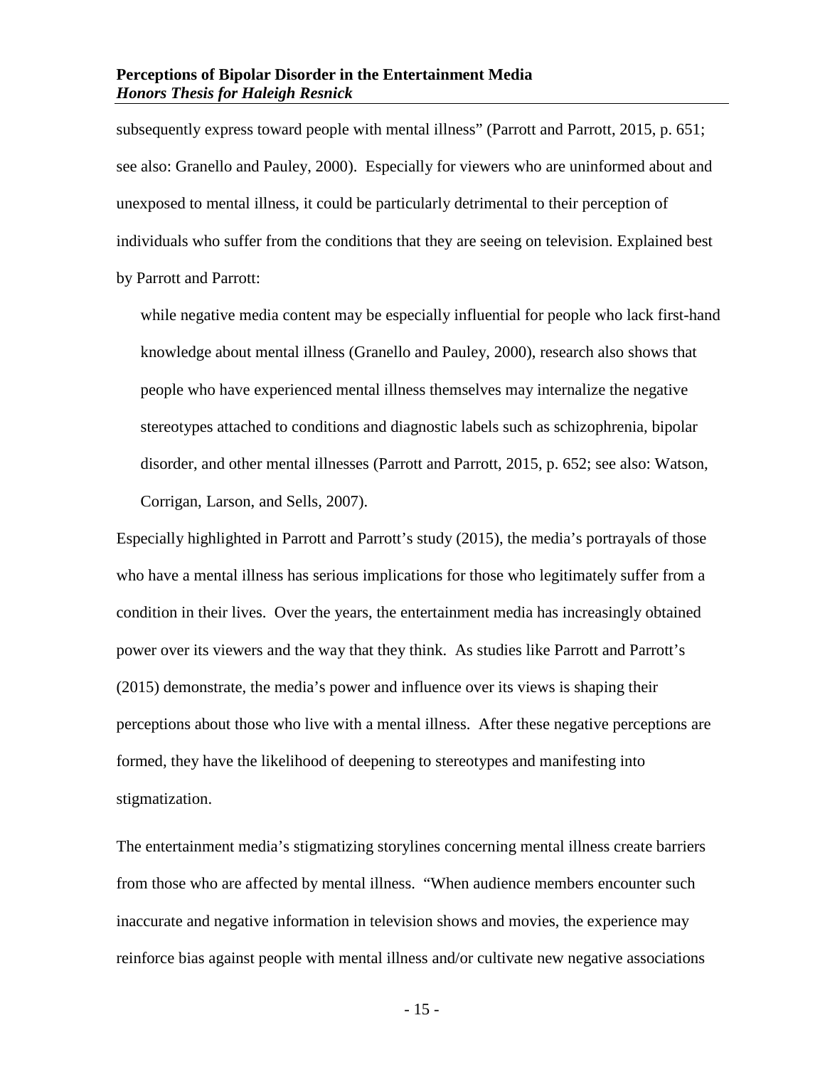subsequently express toward people with mental illness" (Parrott and Parrott, 2015, p. 651; see also: Granello and Pauley, 2000). Especially for viewers who are uninformed about and unexposed to mental illness, it could be particularly detrimental to their perception of individuals who suffer from the conditions that they are seeing on television. Explained best by Parrott and Parrott:

> while negative media content may be especially influential for people who lack first-hand knowledge about mental illness (Granello and Pauley, 2000), research also shows that people who have experienced mental illness themselves may internalize the negative stereotypes attached to conditions and diagnostic labels such as schizophrenia, bipolar disorder, and other mental illnesses (Parrott and Parrott, 2015, p. 652; see also: Watson, Corrigan, Larson, and Sells, 2007).

Especially highlighted in Parrott and Parrott's study (2015), the media's portrayals of those who have a mental illness has serious implications for those who legitimately suffer from a condition in their lives. Over the years, the entertainment media has increasingly obtained power over its viewers and the way that they think. As studies like Parrott and Parrott's (2015) demonstrate, the media's power and influence over its views is shaping their perceptions about those who live with a mental illness. After these negative perceptions are formed, they have the likelihood of deepening to stereotypes and manifesting into stigmatization.

The entertainment media's stigmatizing storylines concerning mental illness create barriers from those who are affected by mental illness. "When audience members encounter such inaccurate and negative information in television shows and movies, the experience may reinforce bias against people with mental illness and/or cultivate new negative associations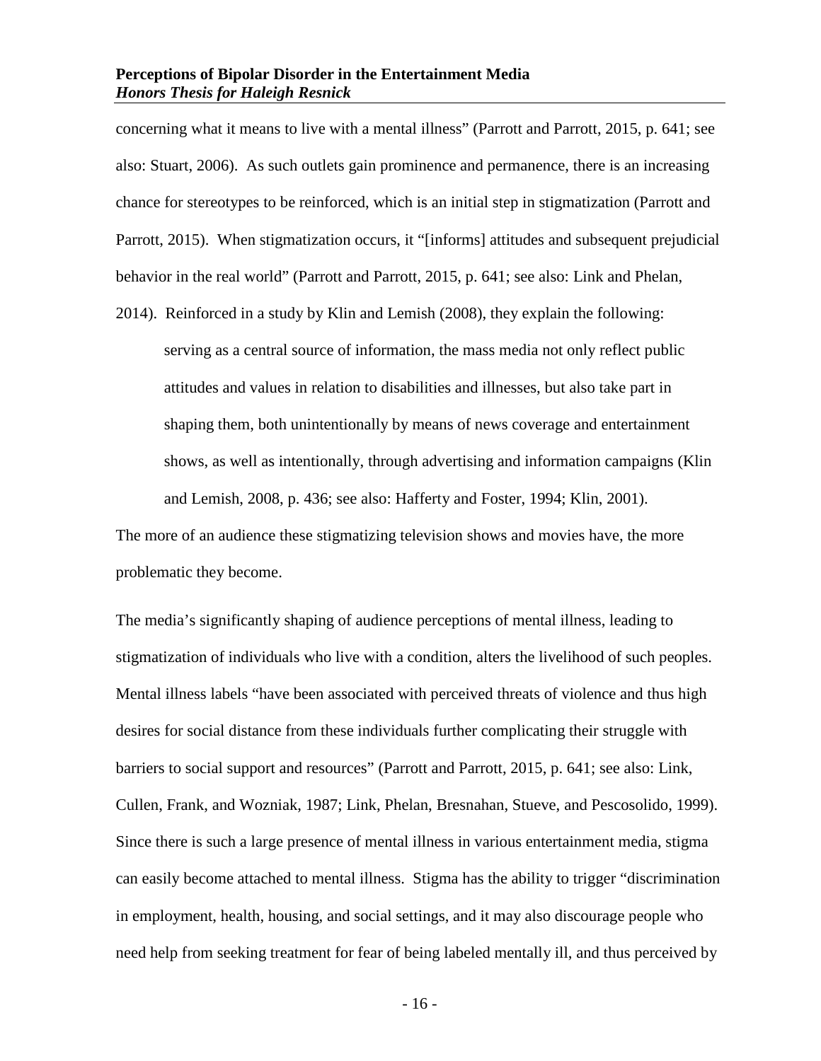concerning what it means to live with a mental illness" (Parrott and Parrott, 2015, p. 641; see also: Stuart, 2006). As such outlets gain prominence and permanence, there is an increasing chance for stereotypes to be reinforced, which is an initial step in stigmatization (Parrott and Parrott, 2015). When stigmatization occurs, it "[informs] attitudes and subsequent prejudicial behavior in the real world" (Parrott and Parrott, 2015, p. 641; see also: Link and Phelan, 2014). Reinforced in a study by Klin and Lemish (2008), they explain the following:

> serving as a central source of information, the mass media not only reflect public attitudes and values in relation to disabilities and illnesses, but also take part in shaping them, both unintentionally by means of news coverage and entertainment shows, as well as intentionally, through advertising and information campaigns (Klin and Lemish, 2008, p. 436; see also: Hafferty and Foster, 1994; Klin, 2001).

The more of an audience these stigmatizing television shows and movies have, the more problematic they become.

The media's significantly shaping of audience perceptions of mental illness, leading to stigmatization of individuals who live with a condition, alters the livelihood of such peoples. Mental illness labels "have been associated with perceived threats of violence and thus high desires for social distance from these individuals further complicating their struggle with barriers to social support and resources" (Parrott and Parrott, 2015, p. 641; see also: Link, Cullen, Frank, and Wozniak, 1987; Link, Phelan, Bresnahan, Stueve, and Pescosolido, 1999). Since there is such a large presence of mental illness in various entertainment media, stigma can easily become attached to mental illness. Stigma has the ability to trigger "discrimination in employment, health, housing, and social settings, and it may also discourage people who need help from seeking treatment for fear of being labeled mentally ill, and thus perceived by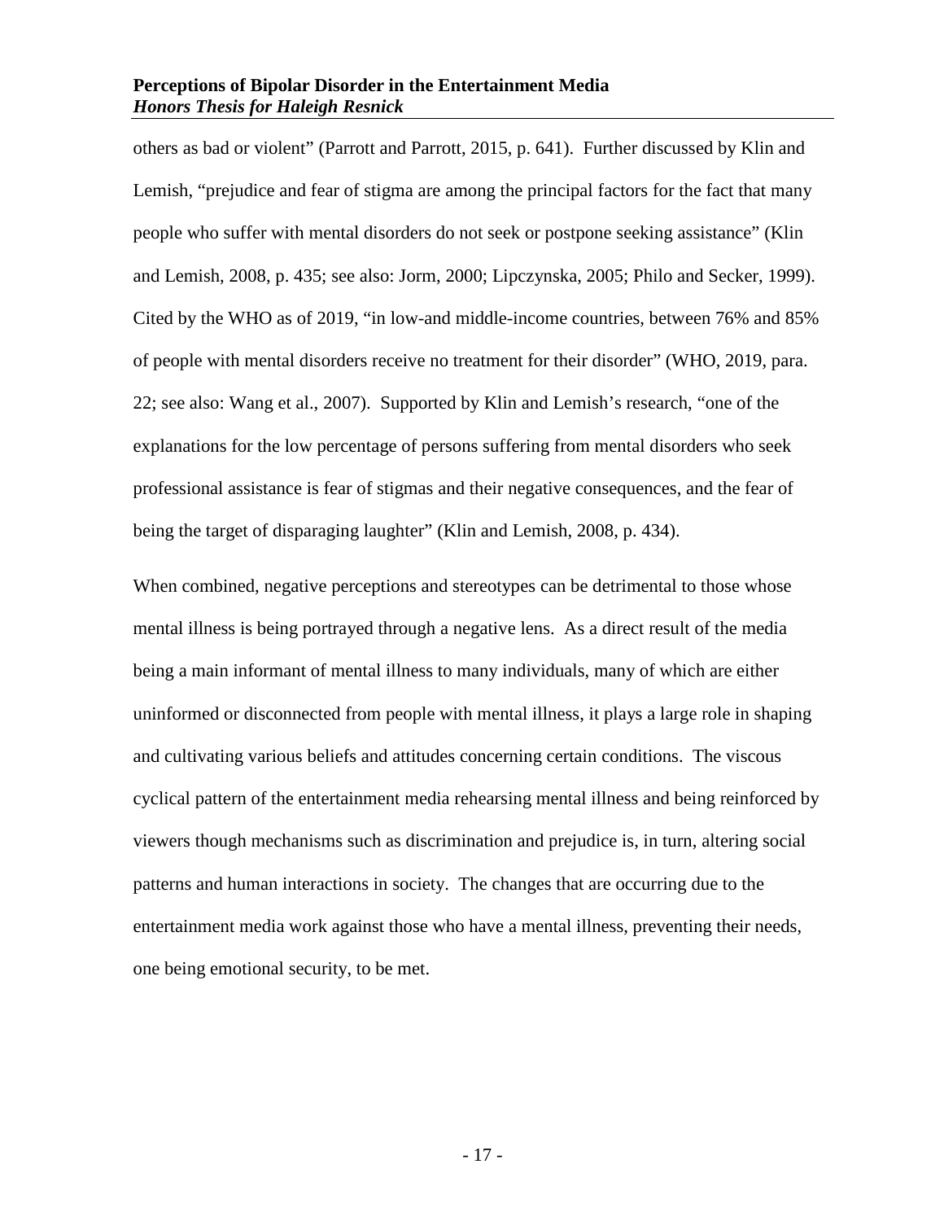others as bad or violent" (Parrott and Parrott, 2015, p. 641). Further discussed by Klin and Lemish, "prejudice and fear of stigma are among the principal factors for the fact that many people who suffer with mental disorders do not seek or postpone seeking assistance" (Klin and Lemish, 2008, p. 435; see also: Jorm, 2000; Lipczynska, 2005; Philo and Secker, 1999). Cited by the WHO as of 2019, "in low-and middle-income countries, between 76% and 85% of people with mental disorders receive no treatment for their disorder" (WHO, 2019, para. 22; see also: Wang et al., 2007). Supported by Klin and Lemish's research, "one of the explanations for the low percentage of persons suffering from mental disorders who seek professional assistance is fear of stigmas and their negative consequences, and the fear of being the target of disparaging laughter" (Klin and Lemish, 2008, p. 434).

When combined, negative perceptions and stereotypes can be detrimental to those whose mental illness is being portrayed through a negative lens. As a direct result of the media being a main informant of mental illness to many individuals, many of which are either uninformed or disconnected from people with mental illness, it plays a large role in shaping and cultivating various beliefs and attitudes concerning certain conditions. The viscous cyclical pattern of the entertainment media rehearsing mental illness and being reinforced by viewers though mechanisms such as discrimination and prejudice is, in turn, altering social patterns and human interactions in society. The changes that are occurring due to the entertainment media work against those who have a mental illness, preventing their needs, one being emotional security, to be met.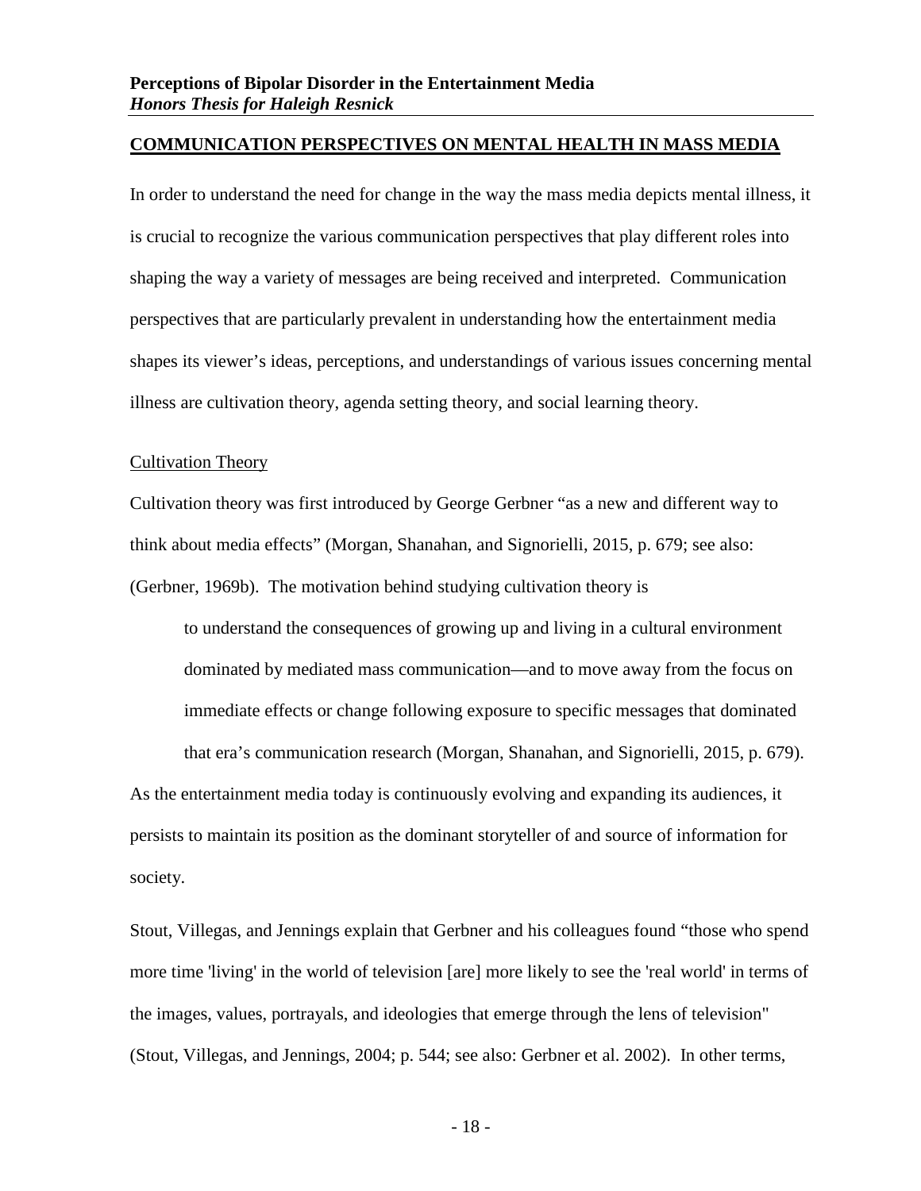## COMMUNICATION PERSPECTIVES ON MENTAL HEALTH IN MASS MEDIA

In order to understand the need for change in the way the mass media depicts mental illness, it is crucial to recognize the various communication perspectives that play different roles into shaping the way a variety of messages are being received and interpreted. Communication perspectives that are particularly prevalent in understanding how the entertainment media shapes its viewer's ideas, perceptions, and understandings of various issues concerning mental illness are cultivation theory, agenda setting theory, and social learning theory.

### Cultivation Theory

Cultivation theory was first introduced by George Gerbner "as a new and different way to think about media effects" (Morgan, Shanahan, and Signorielli, 2015, p. 679; see also: (Gerbner, 1969b). The motivation behind studying cultivation theory is

> to understand the consequences of growing up and living in a cultural environment dominated by mediated mass communication—and to move away from the focus on immediate effects or change following exposure to specific messages that dominated that era's communication research (Morgan, Shanahan, and Signorielli, 2015, p. 679).

As the entertainment media today is continuously evolving and expanding its audiences, it persists to maintain its position as the dominant storyteller of and source of information for society.

Stout, Villegas, and Jennings explain that Gerbner and his colleagues found "those who spend more time 'living' in the world of television [are] more likely to see the 'real world' in terms of the images, values, portrayals, and ideologies that emerge through the lens of television" (Stout, Villegas, and Jennings, 2004; p. 544; see also: Gerbner et al. 2002). In other terms,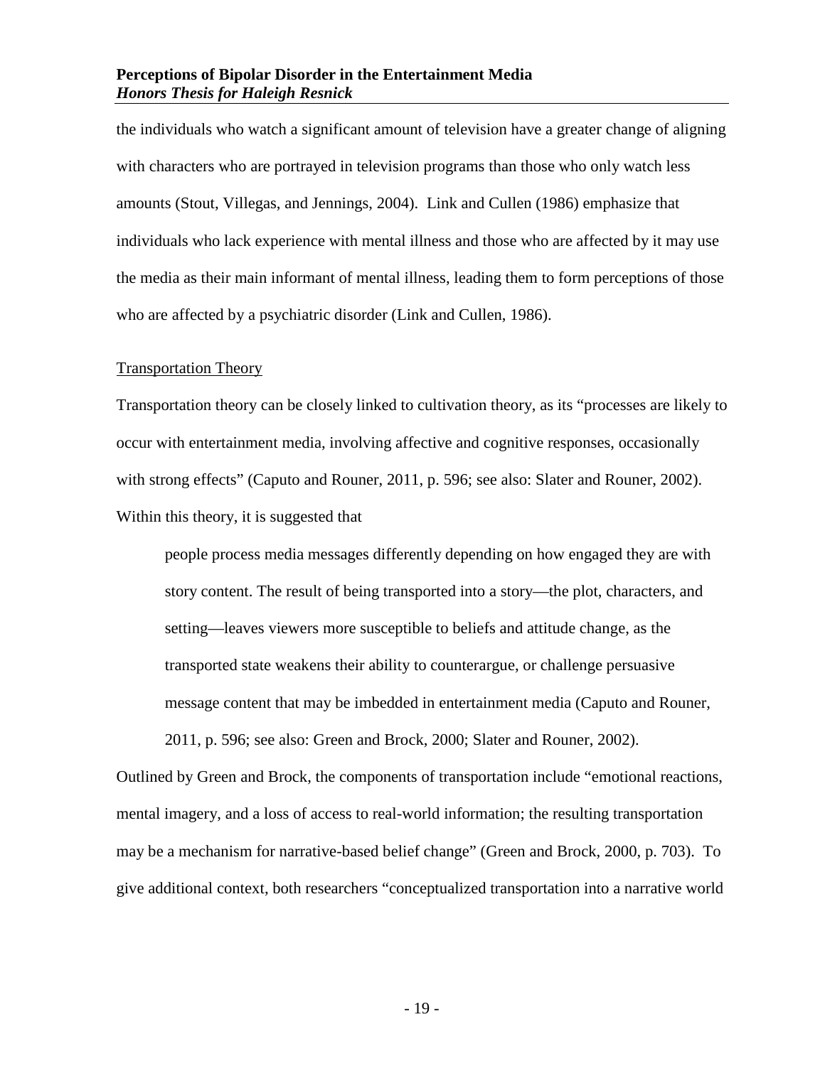the individuals who watch a significant amount of television have a greater change of aligning with characters who are portrayed in television programs than those who only watch less amounts (Stout, Villegas, and Jennings, 2004). Link and Cullen (1986) emphasize that individuals who lack experience with mental illness and those who are affected by it may use the media as their main informant of mental illness, leading them to form perceptions of those who are affected by a psychiatric disorder (Link and Cullen, 1986).

## Transportation Theory

Transportation theory can be closely linked to cultivation theory, as its "processes are likely to occur with entertainment media, involving affective and cognitive responses, occasionally with strong effects" (Caputo and Rouner, 2011, p. 596; see also: Slater and Rouner, 2002). Within this theory, it is suggested that

> people process media messages differently depending on how engaged they are with story content. The result of being transported into a story—the plot, characters, and setting—leaves viewers more susceptible to beliefs and attitude change, as the transported state weakens their ability to counterargue, or challenge persuasive message content that may be imbedded in entertainment media (Caputo and Rouner, 2011, p. 596; see also: Green and Brock, 2000; Slater and Rouner, 2002).

Outlined by Green and Brock, the components of transportation include "emotional reactions, mental imagery, and a loss of access to real-world information; the resulting transportation may be a mechanism for narrative-based belief change" (Green and Brock, 2000, p. 703). To give additional context, both researchers "conceptualized transportation into a narrative world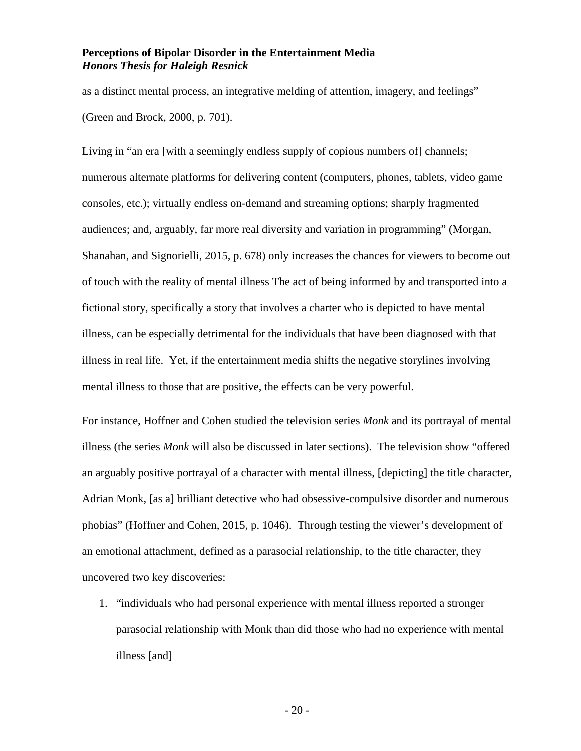as a distinct mental process, an integrative melding of attention, imagery, and feelings" (Green and Brock, 2000, p. 701).

Living in "an era [with a seemingly endless supply of copious numbers of] channels; numerous alternate platforms for delivering content (computers, phones, tablets, video game consoles, etc.); virtually endless on-demand and streaming options; sharply fragmented audiences; and, arguably, far more real diversity and variation in programming" (Morgan, Shanahan, and Signorielli, 2015, p. 678) only increases the chances for viewers to become out of touch with the reality of mental illness The act of being informed by and transported into a fictional story, specifically a story that involves a charter who is depicted to have mental illness, can be especially detrimental for the individuals that have been diagnosed with that illness in real life. Yet, if the entertainment media shifts the negative storylines involving mental illness to those that are positive, the effects can be very powerful.

For instance, Hoffner and Cohen studied the television series *Monk* and its portrayal of mental illness (the series *Monk* will also be discussed in later sections). The television show "offered an arguably positive portrayal of a character with mental illness, [depicting] the title character, Adrian Monk, [as a] brilliant detective who had obsessive-compulsive disorder and numerous phobias" (Hoffner and Cohen, 2015, p. 1046). Through testing the viewer's development of an emotional attachment, defined as a parasocial relationship, to the title character, they uncovered two key discoveries:

1. "individuals who had personal experience with mental illness reported a stronger parasocial relationship with Monk than did those who had no experience with mental illness [and]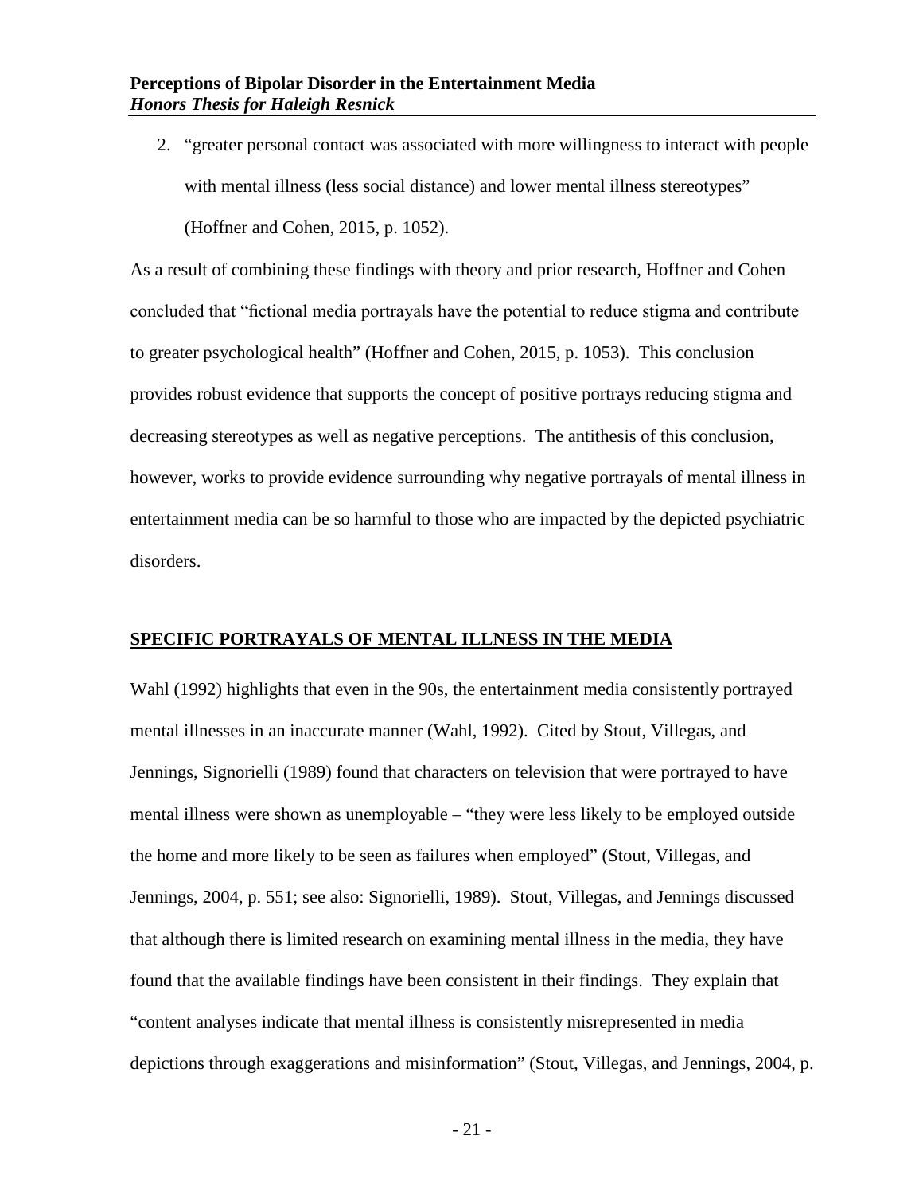2. "greater personal contact was associated with more willingness to interact with people with mental illness (less social distance) and lower mental illness stereotypes" (Hoffner and Cohen, 2015, p. 1052).

As a result of combining these findings with theory and prior research, Hoffner and Cohen concluded that "fictional media portrayals have the potential to reduce stigma and contribute to greater psychological health" (Hoffner and Cohen, 2015, p. 1053). This conclusion provides robust evidence that supports the concept of positive portrays reducing stigma and decreasing stereotypes as well as negative perceptions. The antithesis of this conclusion, however, works to provide evidence surrounding why negative portrayals of mental illness in entertainment media can be so harmful to those who are impacted by the depicted psychiatric disorders.

## SPECIFIC PORTRAYALS OF MENTAL ILLNESS IN THE MEDIA

Wahl (1992) highlights that even in the 90s, the entertainment media consistently portrayed mental illnesses in an inaccurate manner (Wahl, 1992). Cited by Stout, Villegas, and Jennings, Signorielli (1989) found that characters on television that were portrayed to have mental illness were shown as unemployable – "they were less likely to be employed outside the home and more likely to be seen as failures when employed" (Stout, Villegas, and Jennings, 2004, p. 551; see also: Signorielli, 1989). Stout, Villegas, and Jennings discussed that although there is limited research on examining mental illness in the media, they have found that the available findings have been consistent in their findings. They explain that "content analyses indicate that mental illness is consistently misrepresented in media depictions through exaggerations and misinformation" (Stout, Villegas, and Jennings, 2004, p.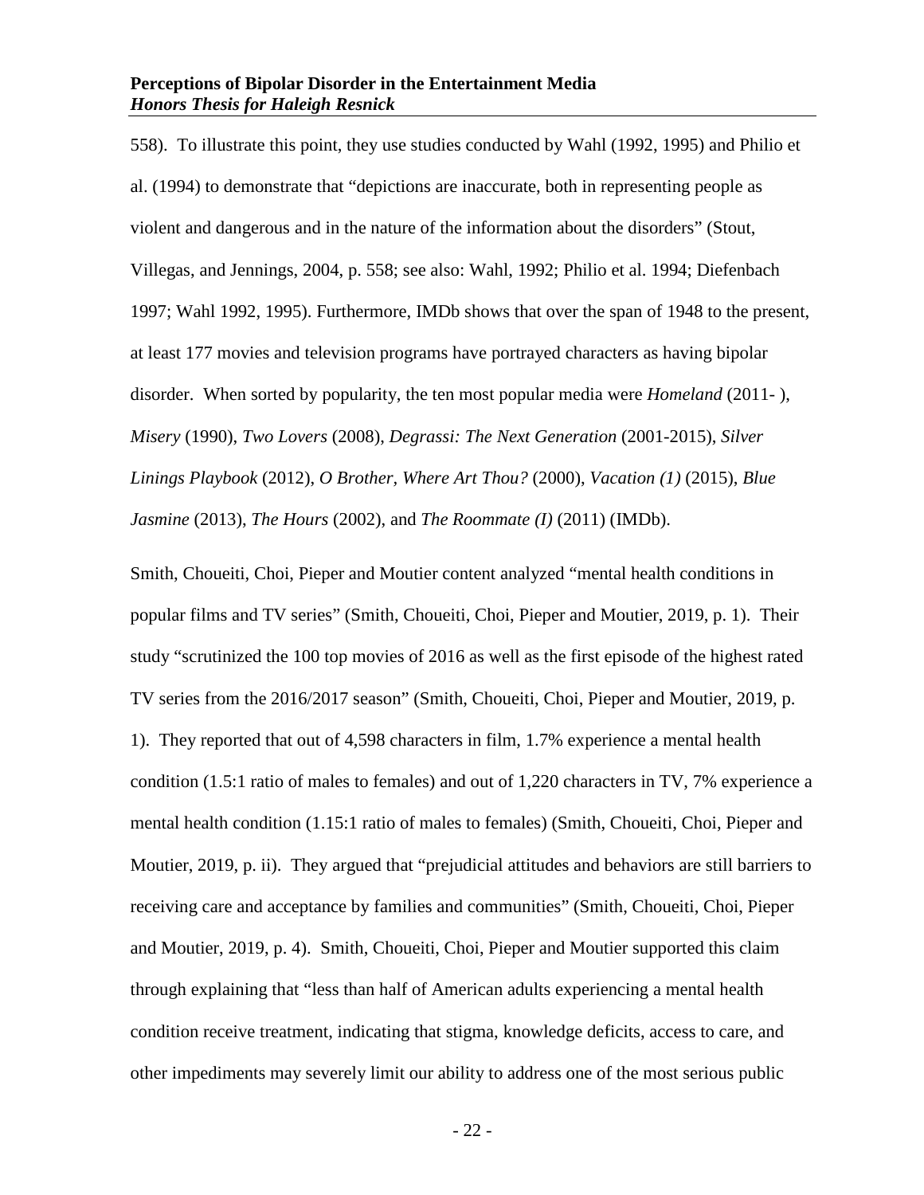558). To illustrate this point, they use studies conducted by Wahl (1992, 1995) and Philio et al. (1994) to demonstrate that "depictions are inaccurate, both in representing people as violent and dangerous and in the nature of the information about the disorders" (Stout, Villegas, and Jennings, 2004, p. 558; see also: Wahl, 1992; Philio et al. 1994; Diefenbach 1997; Wahl 1992, 1995). Furthermore, IMDb shows that over the span of 1948 to the present, at least 177 movies and television programs have portrayed characters as having bipolar disorder. When sorted by popularity, the ten most popular media were *Homeland* (2011- ), *Misery* (1990), *Two Lovers* (2008), *Degrassi: The Next Generation* (2001-2015), *Silver Linings Playbook* (2012), *O Brother, Where Art Thou?* (2000), *Vacation (1)* (2015), *Blue Jasmine* (2013), *The Hours* (2002), and *The Roommate (I)* (2011) (IMDb).

Smith, Choueiti, Choi, Pieper and Moutier content analyzed "mental health conditions in popular films and TV series" (Smith, Choueiti, Choi, Pieper and Moutier, 2019, p. 1). Their study "scrutinized the 100 top movies of 2016 as well as the first episode of the highest rated TV series from the 2016/2017 season" (Smith, Choueiti, Choi, Pieper and Moutier, 2019, p. 1). They reported that out of 4,598 characters in film, 1.7% experience a mental health condition (1.5:1 ratio of males to females) and out of 1,220 characters in TV, 7% experience a mental health condition (1.15:1 ratio of males to females) (Smith, Choueiti, Choi, Pieper and Moutier, 2019, p. ii). They argued that "prejudicial attitudes and behaviors are still barriers to receiving care and acceptance by families and communities" (Smith, Choueiti, Choi, Pieper and Moutier, 2019, p. 4). Smith, Choueiti, Choi, Pieper and Moutier supported this claim through explaining that "less than half of American adults experiencing a mental health condition receive treatment, indicating that stigma, knowledge deficits, access to care, and other impediments may severely limit our ability to address one of the most serious public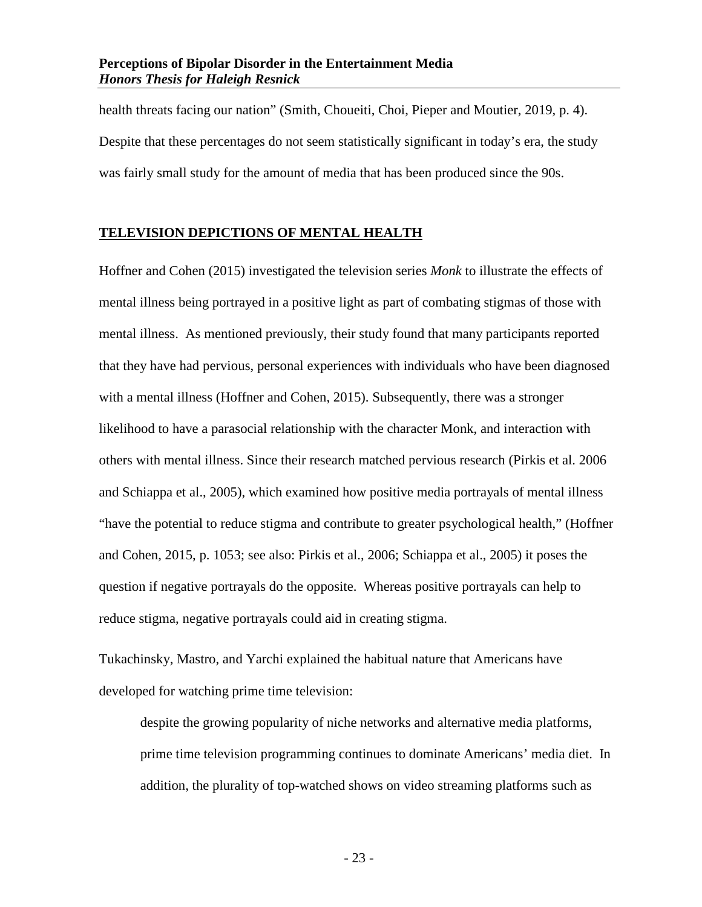health threats facing our nation" (Smith, Choueiti, Choi, Pieper and Moutier, 2019, p. 4). Despite that these percentages do not seem statistically significant in today's era, the study was fairly small study for the amount of media that has been produced since the 90s.

## TELEVISION DEPICTIONS OF MENTAL HEALTH

Hoffner and Cohen (2015) investigated the television series *Monk* to illustrate the effects of mental illness being portrayed in a positive light as part of combating stigmas of those with mental illness. As mentioned previously, their study found that many participants reported that they have had pervious, personal experiences with individuals who have been diagnosed with a mental illness (Hoffner and Cohen, 2015). Subsequently, there was a stronger likelihood to have a parasocial relationship with the character Monk, and interaction with others with mental illness. Since their research matched pervious research (Pirkis et al. 2006 and Schiappa et al., 2005), which examined how positive media portrayals of mental illness "have the potential to reduce stigma and contribute to greater psychological health," (Hoffner and Cohen, 2015, p. 1053; see also: Pirkis et al., 2006; Schiappa et al., 2005) it poses the question if negative portrayals do the opposite. Whereas positive portrayals can help to reduce stigma, negative portrayals could aid in creating stigma.

Tukachinsky, Mastro, and Yarchi explained the habitual nature that Americans have developed for watching prime time television:

> despite the growing popularity of niche networks and alternative media platforms, prime time television programming continues to dominate Americans' media diet. In addition, the plurality of top-watched shows on video streaming platforms such as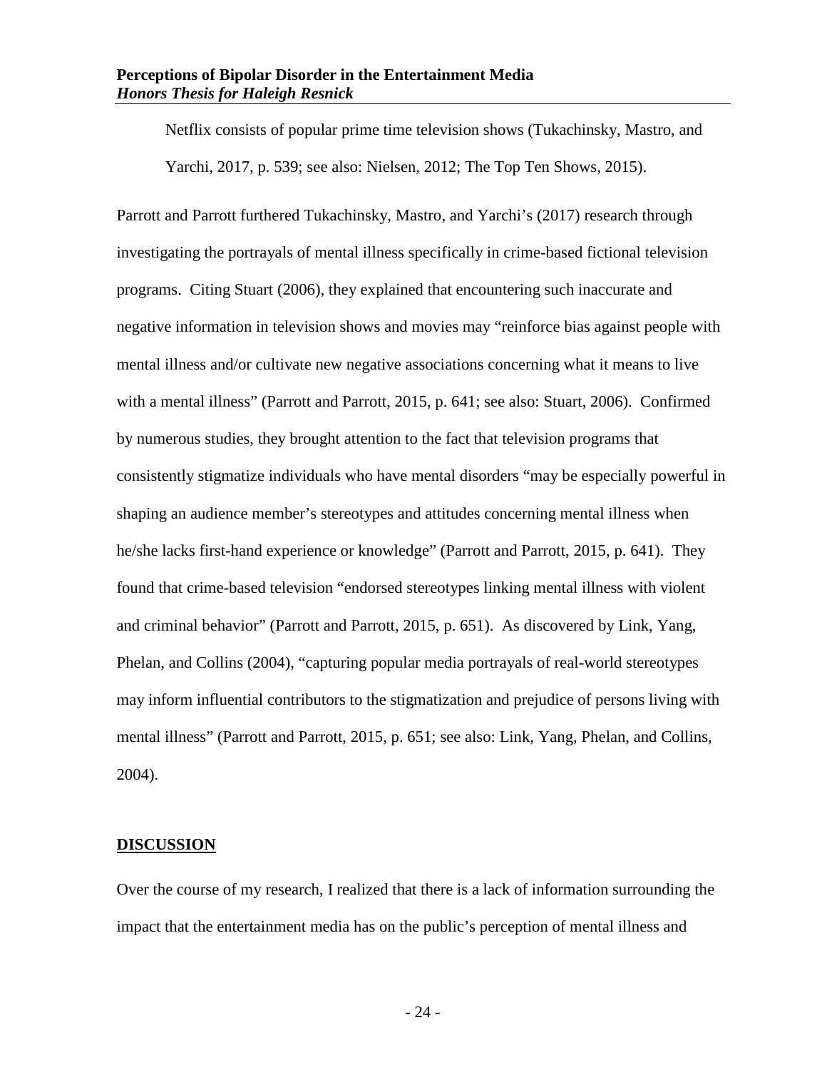Netflix consists of popular prime time television shows (Tukachinsky, Mastro, and Yarchi, 2017, p. 539; see also: Nielsen, 2012; The Top Ten Shows, 2015).

Parrott and Parrott furthered Tukachinsky, Mastro, and Yarchi's (2017) research through investigating the portrayals of mental illness specifically in crime-based fictional television programs. Citing Stuart (2006), they explained that encountering such inaccurate and negative information in television shows and movies may "reinforce bias against people with mental illness and/or cultivate new negative associations concerning what it means to live with a mental illness" (Parrott and Parrott, 2015, p. 641; see also: Stuart, 2006). Confirmed by numerous studies, they brought attention to the fact that television programs that consistently stigmatize individuals who have mental disorders "may be especially powerful in shaping an audience member's stereotypes and attitudes concerning mental illness when he/she lacks first-hand experience or knowledge" (Parrott and Parrott, 2015, p. 641). They found that crime-based television "endorsed stereotypes linking mental illness with violent and criminal behavior" (Parrott and Parrott, 2015, p. 651). As discovered by Link, Yang, Phelan, and Collins (2004), "capturing popular media portrayals of real-world stereotypes may inform influential contributors to the stigmatization and prejudice of persons living with mental illness" (Parrott and Parrott, 2015, p. 651; see also: Link, Yang, Phelan, and Collins, 2004).

## DISCUSSION

Over the course of my research, I realized that there is a lack of information surrounding the impact that the entertainment media has on the public's perception of mental illness and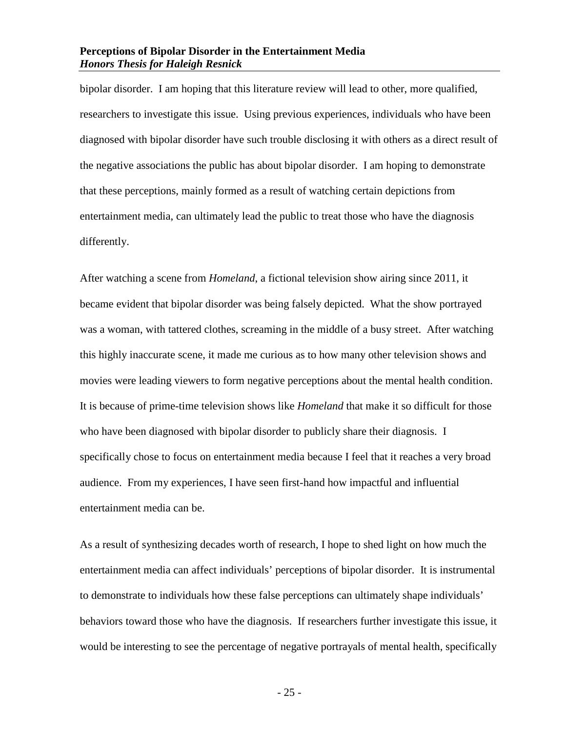bipolar disorder. I am hoping that this literature review will lead to other, more qualified, researchers to investigate this issue. Using previous experiences, individuals who have been diagnosed with bipolar disorder have such trouble disclosing it with others as a direct result of the negative associations the public has about bipolar disorder. I am hoping to demonstrate that these perceptions, mainly formed as a result of watching certain depictions from entertainment media, can ultimately lead the public to treat those who have the diagnosis differently.

After watching a scene from *Homeland*, a fictional television show airing since 2011, it became evident that bipolar disorder was being falsely depicted. What the show portrayed was a woman, with tattered clothes, screaming in the middle of a busy street. After watching this highly inaccurate scene, it made me curious as to how many other television shows and movies were leading viewers to form negative perceptions about the mental health condition. It is because of prime-time television shows like *Homeland* that make it so difficult for those who have been diagnosed with bipolar disorder to publicly share their diagnosis. I specifically chose to focus on entertainment media because I feel that it reaches a very broad audience. From my experiences, I have seen first-hand how impactful and influential entertainment media can be.

As a result of synthesizing decades worth of research, I hope to shed light on how much the entertainment media can affect individuals' perceptions of bipolar disorder. It is instrumental to demonstrate to individuals how these false perceptions can ultimately shape individuals' behaviors toward those who have the diagnosis. If researchers further investigate this issue, it would be interesting to see the percentage of negative portrayals of mental health, specifically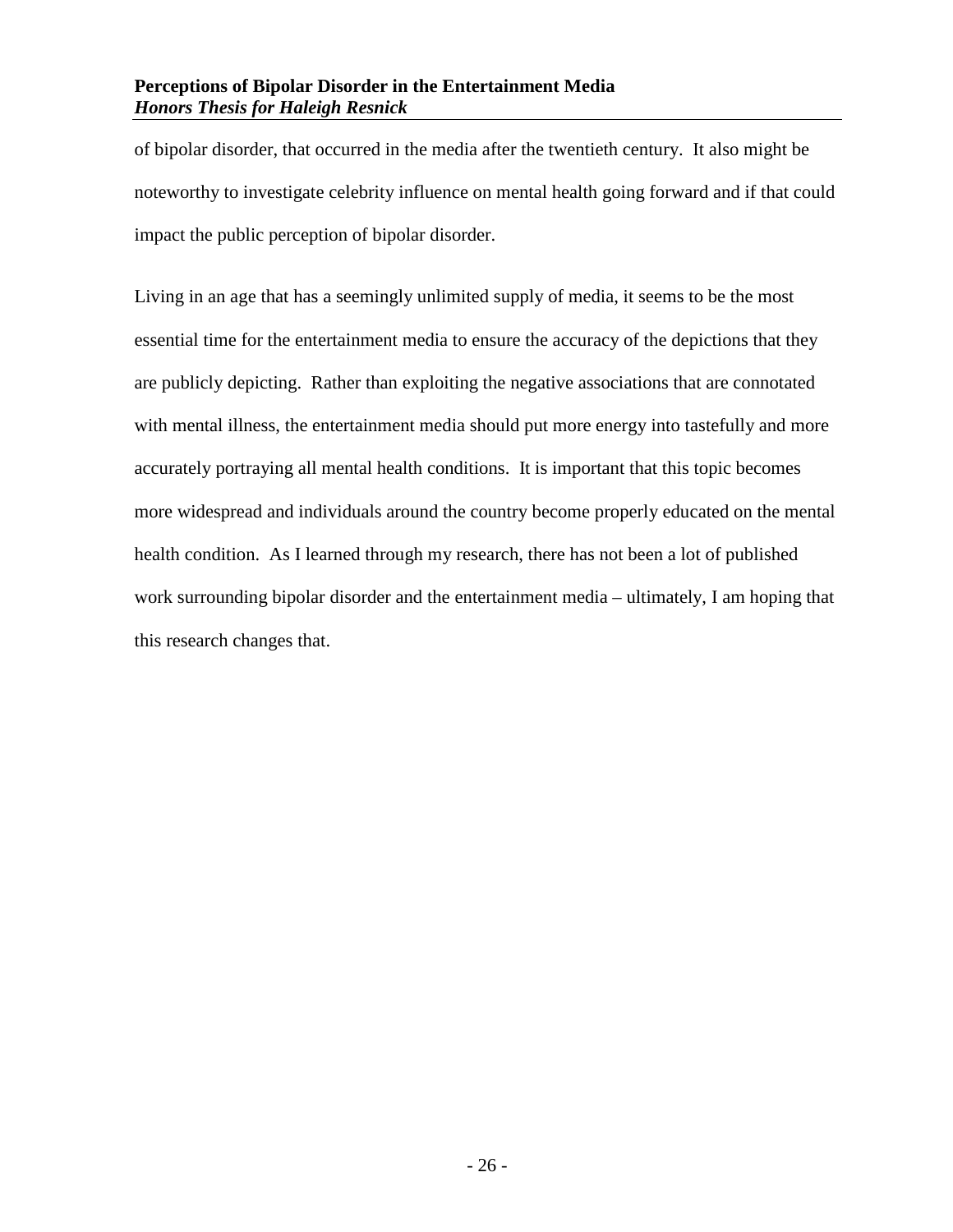of bipolar disorder, that occurred in the media after the twentieth century. It also might be noteworthy to investigate celebrity influence on mental health going forward and if that could impact the public perception of bipolar disorder.

Living in an age that has a seemingly unlimited supply of media, it seems to be the most essential time for the entertainment media to ensure the accuracy of the depictions that they are publicly depicting. Rather than exploiting the negative associations that are connotated with mental illness, the entertainment media should put more energy into tastefully and more accurately portraying all mental health conditions. It is important that this topic becomes more widespread and individuals around the country become properly educated on the mental health condition. As I learned through my research, there has not been a lot of published work surrounding bipolar disorder and the entertainment media – ultimately, I am hoping that this research changes that.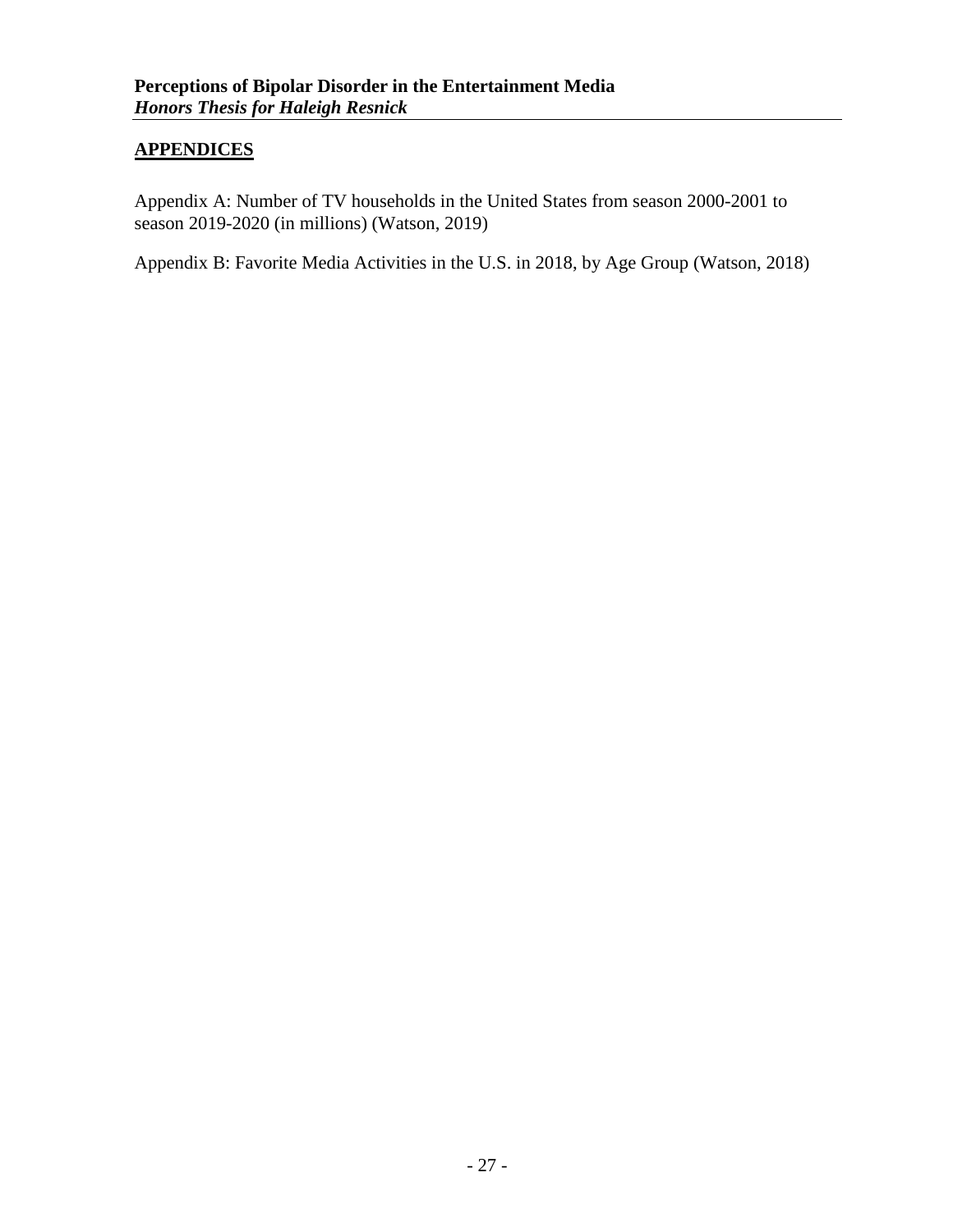## APPENDICES

Appendix A: Number of TV households in the United States from season 2000-2001 to season 2019-2020 (in millions) (Watson, 2019)

Appendix B: Favorite Media Activities in the U.S. in 2018, by Age Group (Watson, 2018)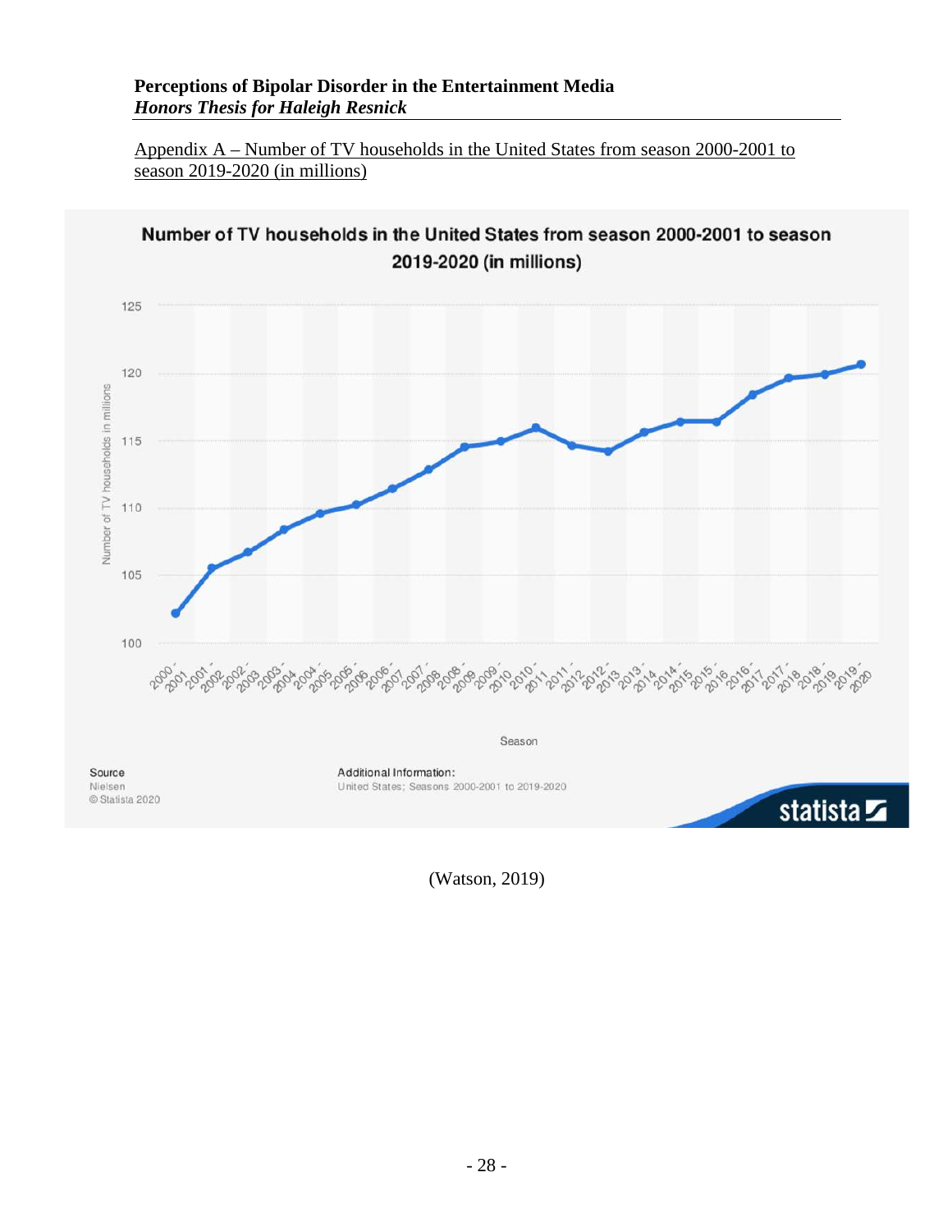Appendix A – Number of TV households in the United States from season 2000-2001 to season 2019-2020 (in millions)

**Number of TV households in the United States from season 2000-2001 to season 2019-2020 (in millions)**

Source
Nielsen
© Statista 2020

Additional Information:
United States; Seasons 2000-2001 to 2019-2020

(Watson, 2019)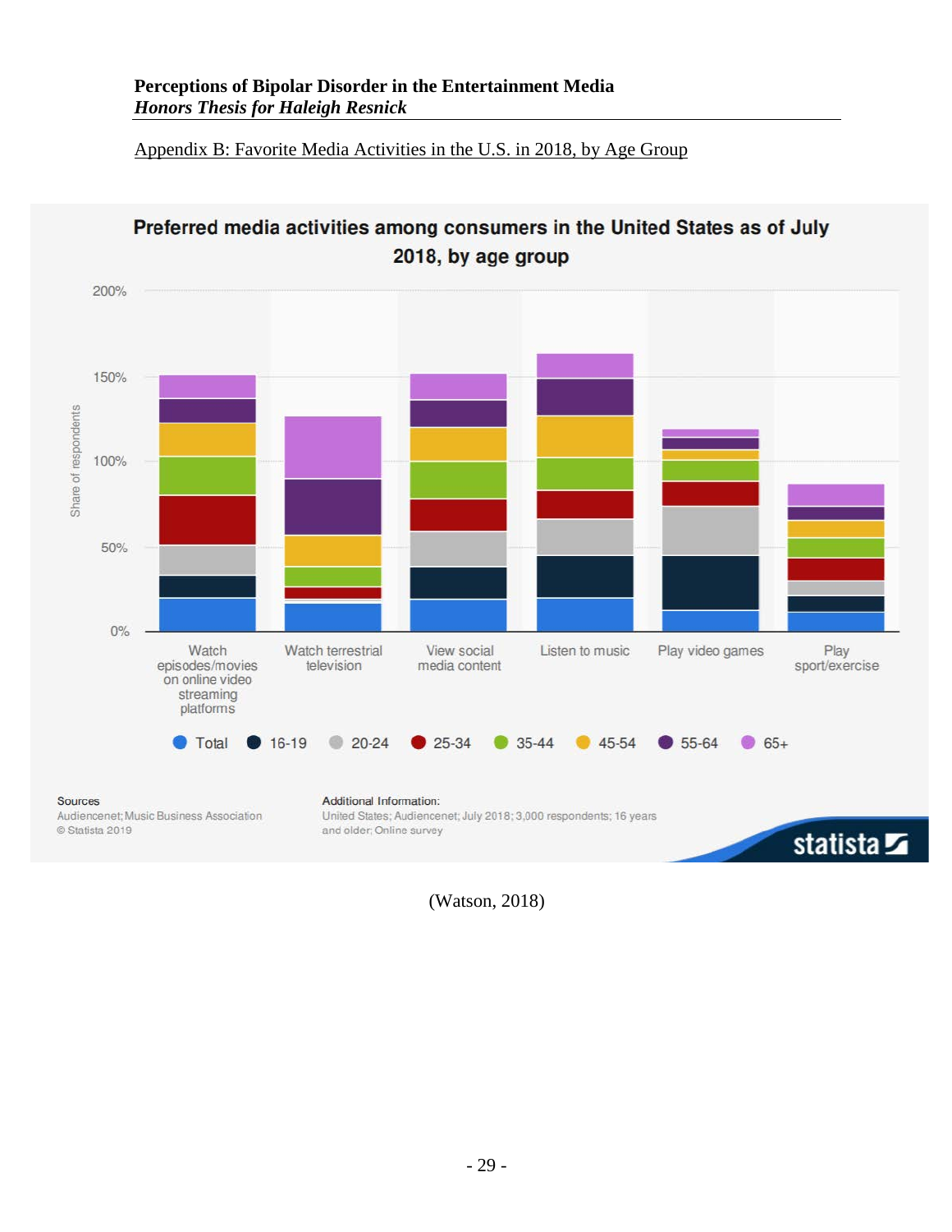Appendix B: Favorite Media Activities in the U.S. in 2018, by Age Group

**Preferred media activities among consumers in the United States as of July 2018, by age group**

Share of respondents

200%
150%
100%
50%
0%

Watch episodes/movies on online video streaming platforms | Watch terrestrial television | View social media content | Listen to music | Play video games | Play sport/exercise

Total | 16-19 | 20-24 | 25-34 | 35-44 | 45-54 | 55-64 | 65+

Sources
Audiencenet; Music Business Association
© Statista 2019

Additional Information:
United States; Audiencenet; July 2018; 3,000 respondents; 16 years and older; Online survey

statista

(Watson, 2018)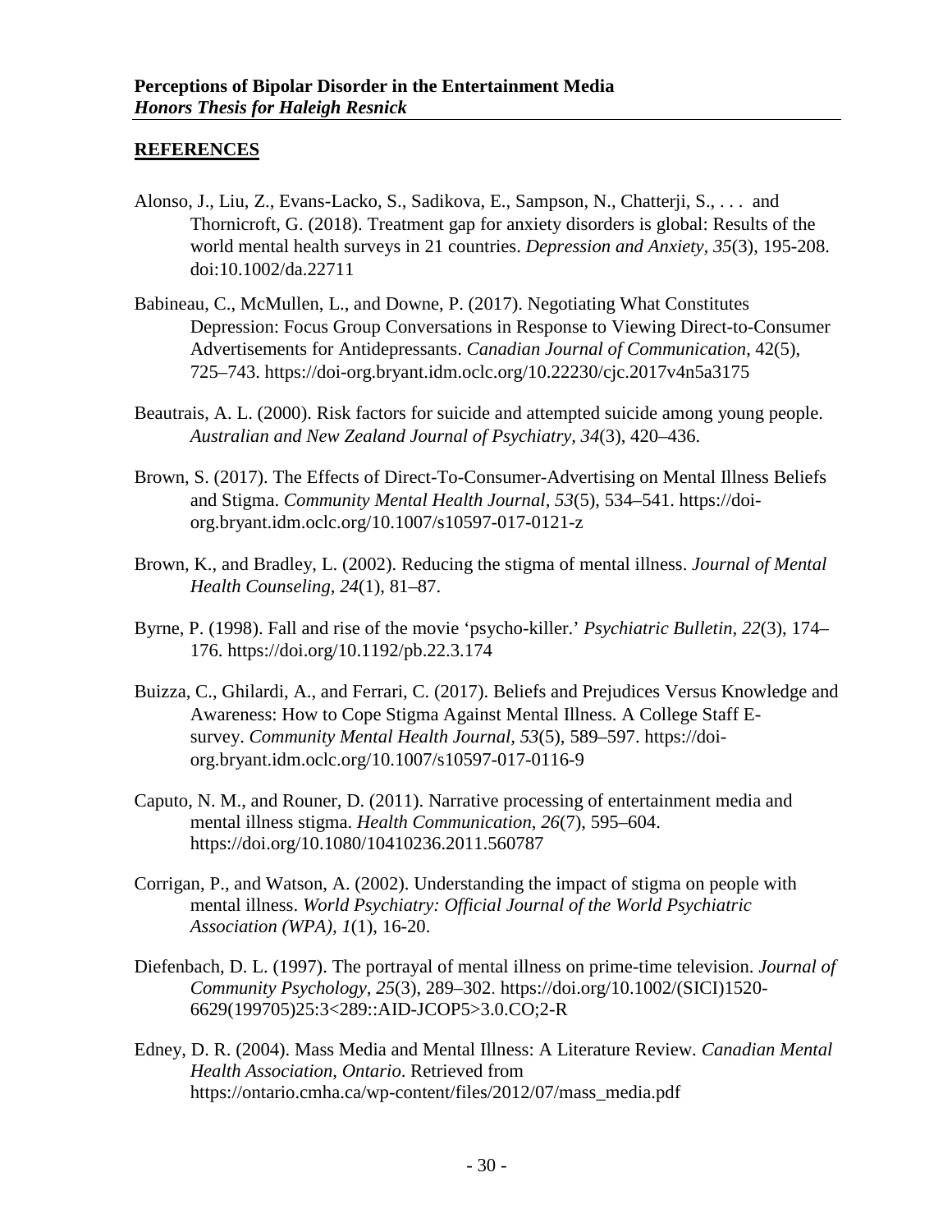## REFERENCES

Alonso, J., Liu, Z., Evans-Lacko, S., Sadikova, E., Sampson, N., Chatterji, S., . . . and Thornicroft, G. (2018). Treatment gap for anxiety disorders is global: Results of the world mental health surveys in 21 countries. *Depression and Anxiety, 35*(3), 195-208. doi:10.1002/da.22711

Babineau, C., McMullen, L., and Downe, P. (2017). Negotiating What Constitutes Depression: Focus Group Conversations in Response to Viewing Direct-to-Consumer Advertisements for Antidepressants. *Canadian Journal of Communication*, 42(5), 725–743. https://doi-org.bryant.idm.oclc.org/10.22230/cjc.2017v4n5a3175

Beautrais, A. L. (2000). Risk factors for suicide and attempted suicide among young people. *Australian and New Zealand Journal of Psychiatry, 34*(3), 420–436.

Brown, S. (2017). The Effects of Direct-To-Consumer-Advertising on Mental Illness Beliefs and Stigma. *Community Mental Health Journal, 53*(5), 534–541. https://doi-org.bryant.idm.oclc.org/10.1007/s10597-017-0121-z

Brown, K., and Bradley, L. (2002). Reducing the stigma of mental illness. *Journal of Mental Health Counseling, 24*(1), 81–87.

Byrne, P. (1998). Fall and rise of the movie 'psycho-killer.' *Psychiatric Bulletin, 22*(3), 174–176. https://doi.org/10.1192/pb.22.3.174

Buizza, C., Ghilardi, A., and Ferrari, C. (2017). Beliefs and Prejudices Versus Knowledge and Awareness: How to Cope Stigma Against Mental Illness. A College Staff E-survey. *Community Mental Health Journal, 53*(5), 589–597. https://doi-org.bryant.idm.oclc.org/10.1007/s10597-017-0116-9

Caputo, N. M., and Rouner, D. (2011). Narrative processing of entertainment media and mental illness stigma. *Health Communication*, *26*(7), 595–604. https://doi.org/10.1080/10410236.2011.560787

Corrigan, P., and Watson, A. (2002). Understanding the impact of stigma on people with mental illness. *World Psychiatry: Official Journal of the World Psychiatric Association (WPA), 1*(1), 16-20.

Diefenbach, D. L. (1997). The portrayal of mental illness on prime-time television. *Journal of Community Psychology, 25*(3), 289–302. https://doi.org/10.1002/(SICI)1520-6629(199705)25:3<289::AID-JCOP5>3.0.CO;2-R

Edney, D. R. (2004). Mass Media and Mental Illness: A Literature Review. *Canadian Mental Health Association, Ontario*. Retrieved from https://ontario.cmha.ca/wp-content/files/2012/07/mass_media.pdf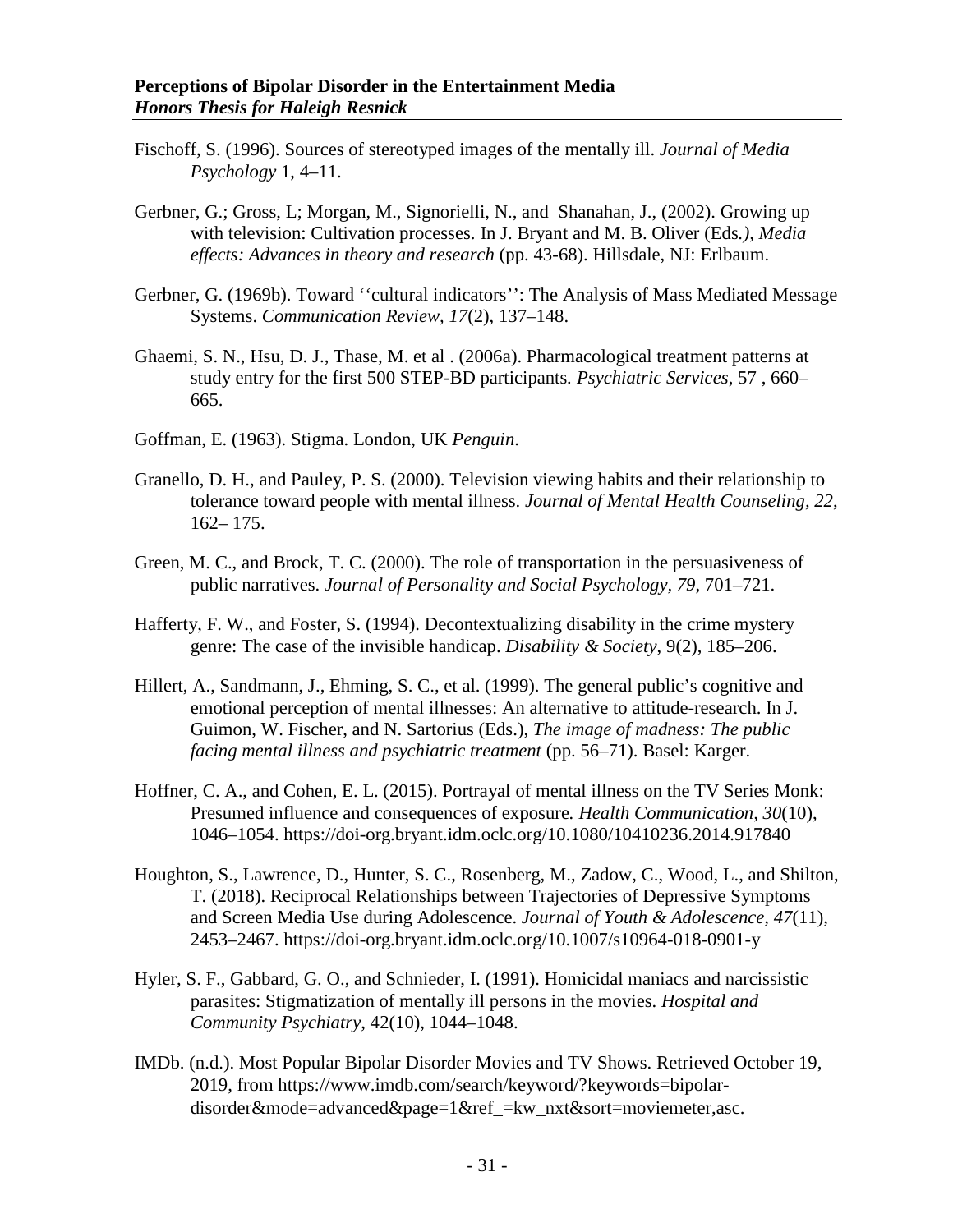Fischoff, S. (1996). Sources of stereotyped images of the mentally ill. *Journal of Media Psychology* 1, 4–11.

Gerbner, G.; Gross, L; Morgan, M., Signorielli, N., and Shanahan, J., (2002). Growing up with television: Cultivation processes. In J. Bryant and M. B. Oliver (Eds*.), Media effects: Advances in theory and research* (pp. 43-68). Hillsdale, NJ: Erlbaum.

Gerbner, G. (1969b). Toward ''cultural indicators'': The Analysis of Mass Mediated Message Systems. *Communication Review, 17*(2), 137–148.

Ghaemi, S. N., Hsu, D. J., Thase, M. et al . (2006a). Pharmacological treatment patterns at study entry for the first 500 STEP-BD participants*. Psychiatric Services*, 57 , 660–665.

Goffman, E. (1963). Stigma. London, UK *Penguin*.

Granello, D. H., and Pauley, P. S. (2000). Television viewing habits and their relationship to tolerance toward people with mental illness. *Journal of Mental Health Counseling, 22*, 162– 175.

Green, M. C., and Brock, T. C. (2000). The role of transportation in the persuasiveness of public narratives. *Journal of Personality and Social Psychology, 79*, 701–721.

Hafferty, F. W., and Foster, S. (1994). Decontextualizing disability in the crime mystery genre: The case of the invisible handicap. *Disability & Society*, 9(2), 185–206.

Hillert, A., Sandmann, J., Ehming, S. C., et al. (1999). The general public's cognitive and emotional perception of mental illnesses: An alternative to attitude-research. In J. Guimon, W. Fischer, and N. Sartorius (Eds.), *The image of madness: The public facing mental illness and psychiatric treatment* (pp. 56–71). Basel: Karger.

Hoffner, C. A., and Cohen, E. L. (2015). Portrayal of mental illness on the TV Series Monk: Presumed influence and consequences of exposure*. Health Communication, 30*(10), 1046–1054. https://doi-org.bryant.idm.oclc.org/10.1080/10410236.2014.917840

Houghton, S., Lawrence, D., Hunter, S. C., Rosenberg, M., Zadow, C., Wood, L., and Shilton, T. (2018). Reciprocal Relationships between Trajectories of Depressive Symptoms and Screen Media Use during Adolescence. *Journal of Youth & Adolescence, 47*(11), 2453–2467. https://doi-org.bryant.idm.oclc.org/10.1007/s10964-018-0901-y

Hyler, S. F., Gabbard, G. O., and Schnieder, I. (1991). Homicidal maniacs and narcissistic parasites: Stigmatization of mentally ill persons in the movies. *Hospital and Community Psychiatry*, 42(10), 1044–1048.

IMDb. (n.d.). Most Popular Bipolar Disorder Movies and TV Shows. Retrieved October 19, 2019, from https://www.imdb.com/search/keyword/?keywords=bipolar-disorder&mode=advanced&page=1&ref_=kw_nxt&sort=moviemeter,asc.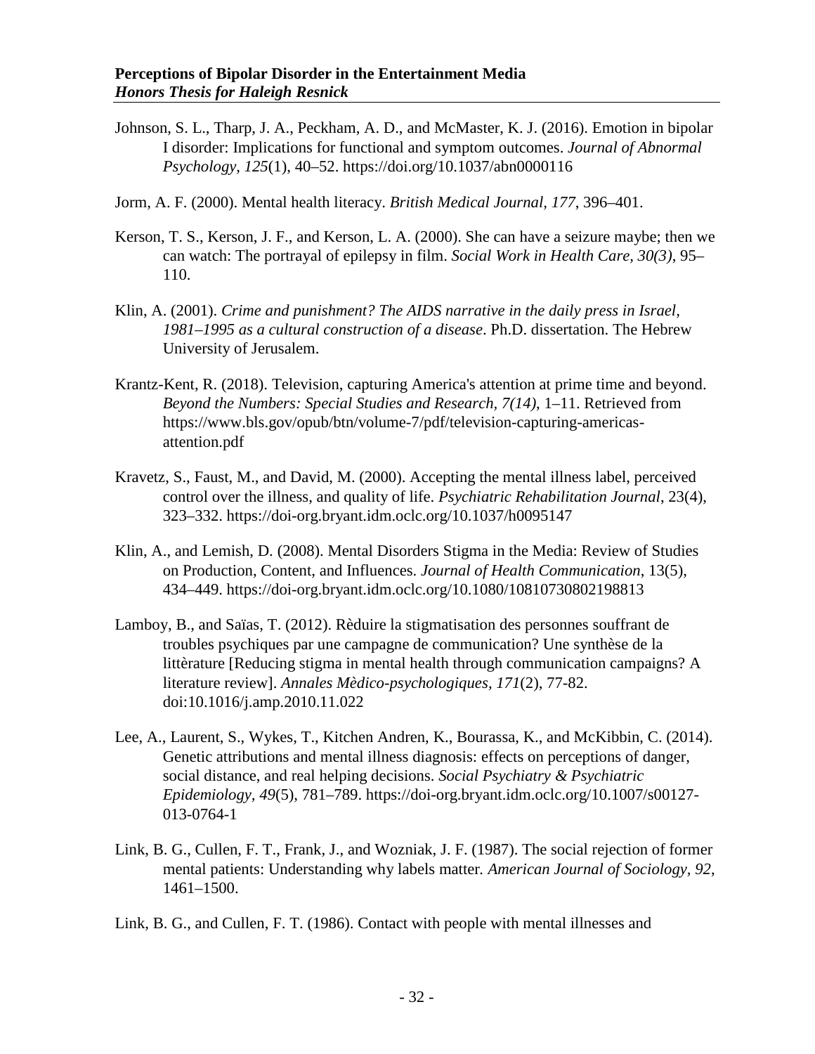Johnson, S. L., Tharp, J. A., Peckham, A. D., and McMaster, K. J. (2016). Emotion in bipolar I disorder: Implications for functional and symptom outcomes. *Journal of Abnormal Psychology*, *125*(1), 40–52. https://doi.org/10.1037/abn0000116

Jorm, A. F. (2000). Mental health literacy. *British Medical Journal, 177*, 396–401.

Kerson, T. S., Kerson, J. F., and Kerson, L. A. (2000). She can have a seizure maybe; then we can watch: The portrayal of epilepsy in film. *Social Work in Health Care, 30(3)*, 95–110.

Klin, A. (2001). *Crime and punishment? The AIDS narrative in the daily press in Israel, 1981–1995 as a cultural construction of a disease*. Ph.D. dissertation. The Hebrew University of Jerusalem.

Krantz-Kent, R. (2018). Television, capturing America's attention at prime time and beyond. *Beyond the Numbers: Special Studies and Research, 7(14)*, 1–11. Retrieved from https://www.bls.gov/opub/btn/volume-7/pdf/television-capturing-americas-attention.pdf

Kravetz, S., Faust, M., and David, M. (2000). Accepting the mental illness label, perceived control over the illness, and quality of life. *Psychiatric Rehabilitation Journal*, 23(4), 323–332. https://doi-org.bryant.idm.oclc.org/10.1037/h0095147

Klin, A., and Lemish, D. (2008). Mental Disorders Stigma in the Media: Review of Studies on Production, Content, and Influences. *Journal of Health Communication*, 13(5), 434–449. https://doi-org.bryant.idm.oclc.org/10.1080/10810730802198813

Lamboy, B., and Saïas, T. (2012). Rèduire la stigmatisation des personnes souffrant de troubles psychiques par une campagne de communication? Une synthèse de la littèrature [Reducing stigma in mental health through communication campaigns? A literature review]. *Annales Mèdico-psychologiques, 171*(2), 77-82. doi:10.1016/j.amp.2010.11.022

Lee, A., Laurent, S., Wykes, T., Kitchen Andren, K., Bourassa, K., and McKibbin, C. (2014). Genetic attributions and mental illness diagnosis: effects on perceptions of danger, social distance, and real helping decisions. *Social Psychiatry & Psychiatric Epidemiology*, *49*(5), 781–789. https://doi-org.bryant.idm.oclc.org/10.1007/s00127-013-0764-1

Link, B. G., Cullen, F. T., Frank, J., and Wozniak, J. F. (1987). The social rejection of former mental patients: Understanding why labels matter. *American Journal of Sociology, 92*, 1461–1500.

Link, B. G., and Cullen, F. T. (1986). Contact with people with mental illnesses and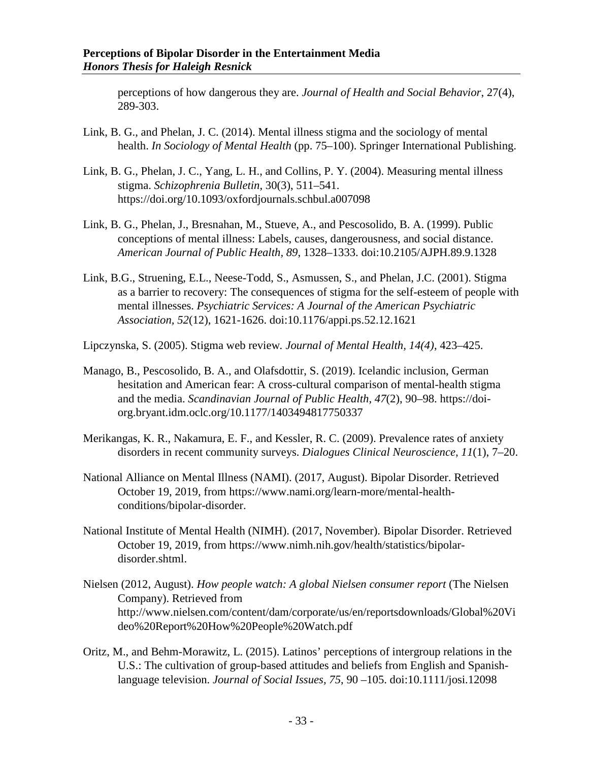perceptions of how dangerous they are. *Journal of Health and Social Behavior*, 27(4), 289-303.

Link, B. G., and Phelan, J. C. (2014). Mental illness stigma and the sociology of mental health. *In Sociology of Mental Health* (pp. 75–100). Springer International Publishing.

Link, B. G., Phelan, J. C., Yang, L. H., and Collins, P. Y. (2004). Measuring mental illness stigma. *Schizophrenia Bulletin*, 30(3), 511–541. https://doi.org/10.1093/oxfordjournals.schbul.a007098

Link, B. G., Phelan, J., Bresnahan, M., Stueve, A., and Pescosolido, B. A. (1999). Public conceptions of mental illness: Labels, causes, dangerousness, and social distance. *American Journal of Public Health, 89*, 1328–1333. doi:10.2105/AJPH.89.9.1328

Link, B.G., Struening, E.L., Neese-Todd, S., Asmussen, S., and Phelan, J.C. (2001). Stigma as a barrier to recovery: The consequences of stigma for the self-esteem of people with mental illnesses. *Psychiatric Services: A Journal of the American Psychiatric Association*, *52*(12), 1621-1626. doi:10.1176/appi.ps.52.12.1621

Lipczynska, S. (2005). Stigma web review. *Journal of Mental Health*, *14(4)*, 423–425.

Manago, B., Pescosolido, B. A., and Olafsdottir, S. (2019). Icelandic inclusion, German hesitation and American fear: A cross-cultural comparison of mental-health stigma and the media. *Scandinavian Journal of Public Health*, *47*(2), 90–98. https://doi-org.bryant.idm.oclc.org/10.1177/1403494817750337

Merikangas, K. R., Nakamura, E. F., and Kessler, R. C. (2009). Prevalence rates of anxiety disorders in recent community surveys. *Dialogues Clinical Neuroscience, 11*(1), 7–20.

National Alliance on Mental Illness (NAMI). (2017, August). Bipolar Disorder. Retrieved October 19, 2019, from https://www.nami.org/learn-more/mental-health-conditions/bipolar-disorder.

National Institute of Mental Health (NIMH). (2017, November). Bipolar Disorder. Retrieved October 19, 2019, from https://www.nimh.nih.gov/health/statistics/bipolar-disorder.shtml.

Nielsen (2012, August). *How people watch: A global Nielsen consumer report* (The Nielsen Company). Retrieved from http://www.nielsen.com/content/dam/corporate/us/en/reportsdownloads/Global%20Video%20Report%20How%20People%20Watch.pdf

Oritz, M., and Behm-Morawitz, L. (2015). Latinos' perceptions of intergroup relations in the U.S.: The cultivation of group-based attitudes and beliefs from English and Spanish-language television. *Journal of Social Issues, 75*, 90 –105. doi:10.1111/josi.12098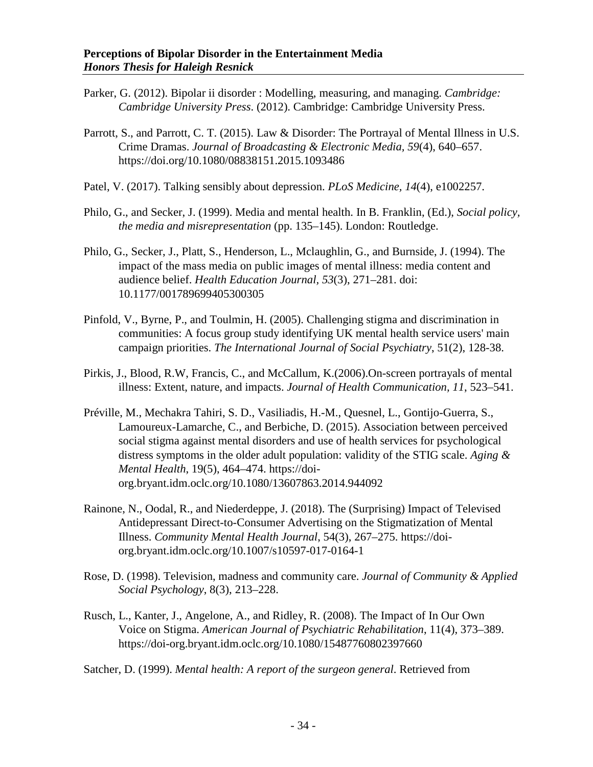Parker, G. (2012). Bipolar ii disorder : Modelling, measuring, and managing. *Cambridge: Cambridge University Press*. (2012). Cambridge: Cambridge University Press.

Parrott, S., and Parrott, C. T. (2015). Law & Disorder: The Portrayal of Mental Illness in U.S. Crime Dramas. *Journal of Broadcasting & Electronic Media, 59*(4), 640–657. https://doi.org/10.1080/08838151.2015.1093486

Patel, V. (2017). Talking sensibly about depression. *PLoS Medicine, 14*(4), e1002257.

Philo, G., and Secker, J. (1999). Media and mental health. In B. Franklin, (Ed.), *Social policy, the media and misrepresentation* (pp. 135–145). London: Routledge.

Philo, G., Secker, J., Platt, S., Henderson, L., Mclaughlin, G., and Burnside, J. (1994). The impact of the mass media on public images of mental illness: media content and audience belief. *Health Education Journal, 53*(3), 271–281. doi: 10.1177/001789699405300305

Pinfold, V., Byrne, P., and Toulmin, H. (2005). Challenging stigma and discrimination in communities: A focus group study identifying UK mental health service users' main campaign priorities. *The International Journal of Social Psychiatry*, 51(2), 128-38.

Pirkis, J., Blood, R.W, Francis, C., and McCallum, K.(2006).On-screen portrayals of mental illness: Extent, nature, and impacts. *Journal of Health Communication, 11*, 523–541.

Préville, M., Mechakra Tahiri, S. D., Vasiliadis, H.-M., Quesnel, L., Gontijo-Guerra, S., Lamoureux-Lamarche, C., and Berbiche, D. (2015). Association between perceived social stigma against mental disorders and use of health services for psychological distress symptoms in the older adult population: validity of the STIG scale. *Aging & Mental Health*, 19(5), 464–474. https://doi-org.bryant.idm.oclc.org/10.1080/13607863.2014.944092

Rainone, N., Oodal, R., and Niederdeppe, J. (2018). The (Surprising) Impact of Televised Antidepressant Direct-to-Consumer Advertising on the Stigmatization of Mental Illness. *Community Mental Health Journal*, 54(3), 267–275. https://doi-org.bryant.idm.oclc.org/10.1007/s10597-017-0164-1

Rose, D. (1998). Television, madness and community care. *Journal of Community & Applied Social Psychology*, 8(3), 213–228.

Rusch, L., Kanter, J., Angelone, A., and Ridley, R. (2008). The Impact of In Our Own Voice on Stigma. *American Journal of Psychiatric Rehabilitation*, 11(4), 373–389. https://doi-org.bryant.idm.oclc.org/10.1080/15487760802397660

Satcher, D. (1999). *Mental health: A report of the surgeon general*. Retrieved from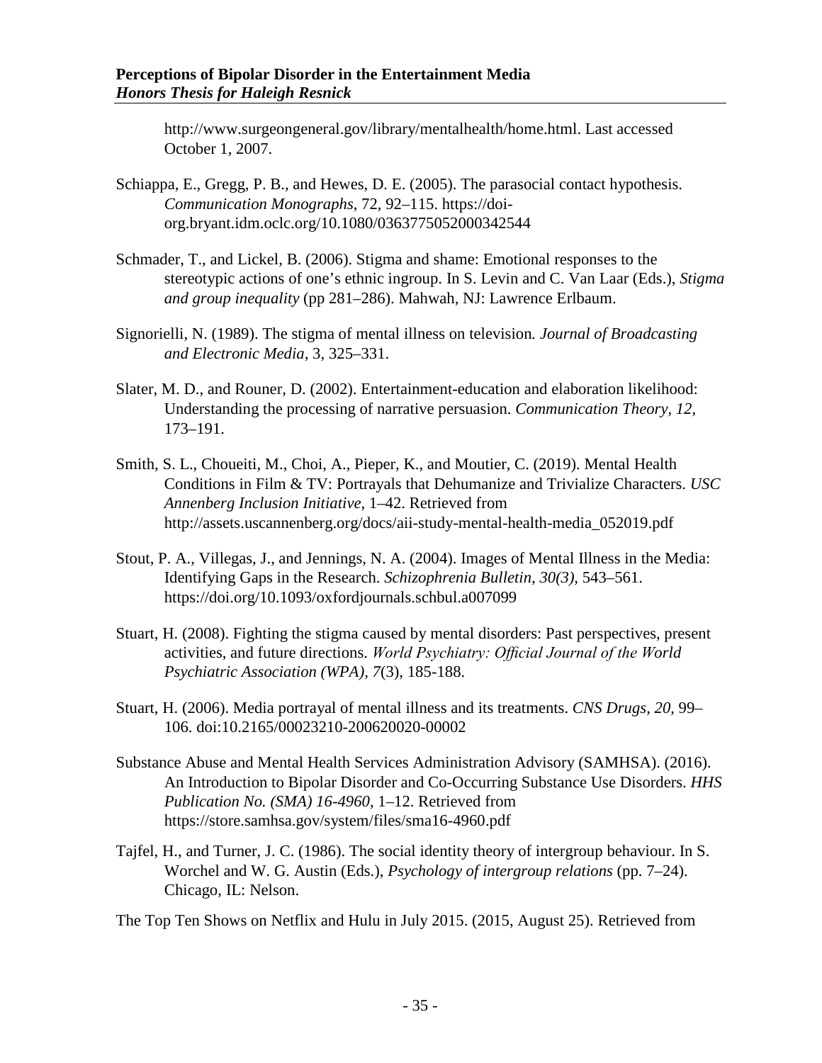http://www.surgeongeneral.gov/library/mentalhealth/home.html. Last accessed October 1, 2007.

Schiappa, E., Gregg, P. B., and Hewes, D. E. (2005). The parasocial contact hypothesis. *Communication Monographs*, 72, 92–115. https://doi-org.bryant.idm.oclc.org/10.1080/0363775052000342544

Schmader, T., and Lickel, B. (2006). Stigma and shame: Emotional responses to the stereotypic actions of one's ethnic ingroup. In S. Levin and C. Van Laar (Eds.), *Stigma and group inequality* (pp 281–286). Mahwah, NJ: Lawrence Erlbaum.

Signorielli, N. (1989). The stigma of mental illness on television*. Journal of Broadcasting and Electronic Media*, 3, 325–331.

Slater, M. D., and Rouner, D. (2002). Entertainment-education and elaboration likelihood: Understanding the processing of narrative persuasion. *Communication Theory, 12*, 173–191.

Smith, S. L., Choueiti, M., Choi, A., Pieper, K., and Moutier, C. (2019). Mental Health Conditions in Film & TV: Portrayals that Dehumanize and Trivialize Characters. *USC Annenberg Inclusion Initiative*, 1–42. Retrieved from http://assets.uscannenberg.org/docs/aii-study-mental-health-media_052019.pdf

Stout, P. A., Villegas, J., and Jennings, N. A. (2004). Images of Mental Illness in the Media: Identifying Gaps in the Research. *Schizophrenia Bulletin, 30(3),* 543–561. https://doi.org/10.1093/oxfordjournals.schbul.a007099

Stuart, H. (2008). Fighting the stigma caused by mental disorders: Past perspectives, present activities, and future directions. *World Psychiatry: Official Journal of the World Psychiatric Association (WPA)*, *7*(3), 185-188.

Stuart, H. (2006). Media portrayal of mental illness and its treatments. *CNS Drugs*, *20*, 99–106. doi:10.2165/00023210-200620020-00002

Substance Abuse and Mental Health Services Administration Advisory (SAMHSA). (2016). An Introduction to Bipolar Disorder and Co-Occurring Substance Use Disorders. *HHS Publication No. (SMA) 16-4960*, 1–12. Retrieved from https://store.samhsa.gov/system/files/sma16-4960.pdf

Tajfel, H., and Turner, J. C. (1986). The social identity theory of intergroup behaviour. In S. Worchel and W. G. Austin (Eds.), *Psychology of intergroup relations* (pp. 7–24). Chicago, IL: Nelson.

The Top Ten Shows on Netflix and Hulu in July 2015. (2015, August 25). Retrieved from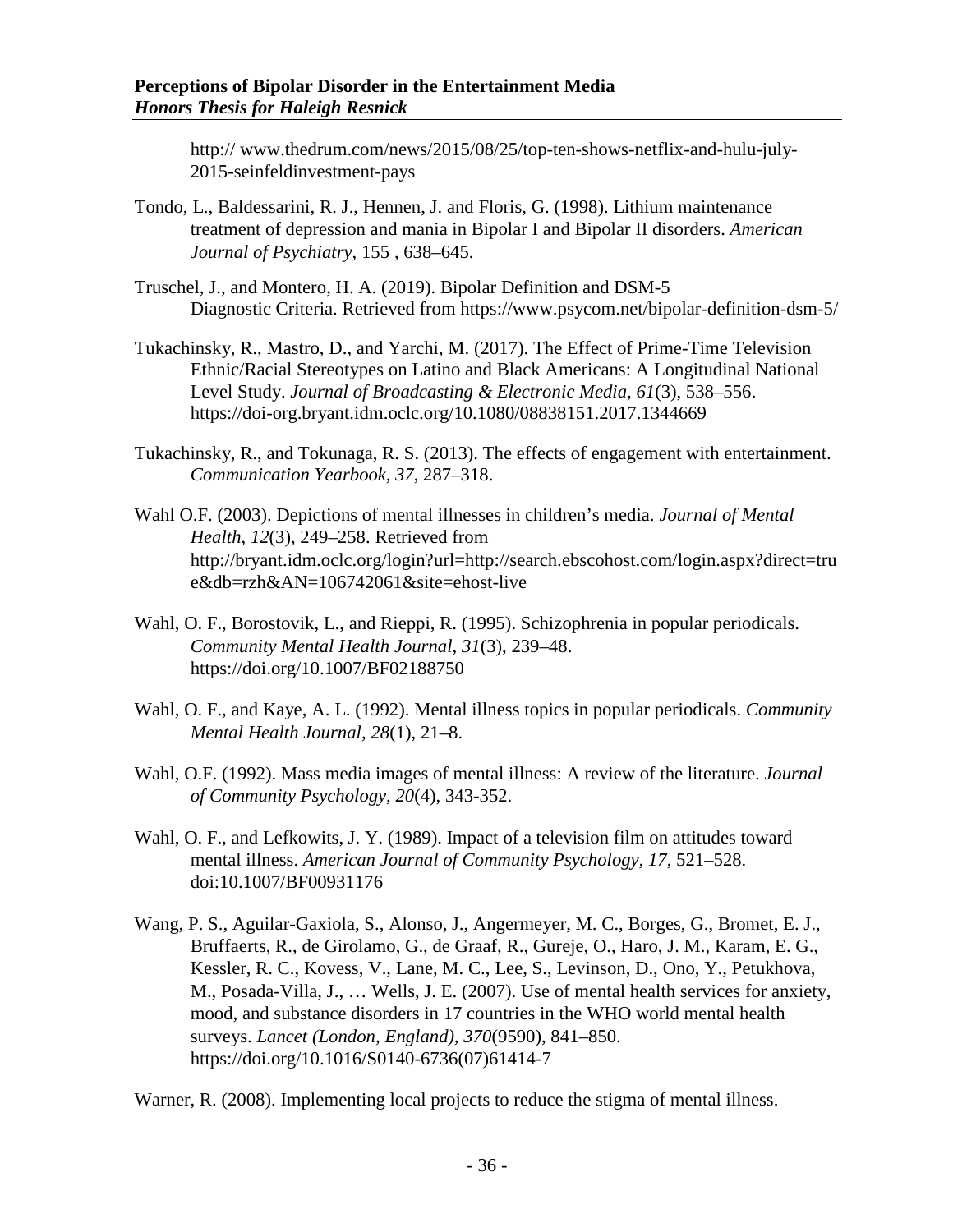http:// www.thedrum.com/news/2015/08/25/top-ten-shows-netflix-and-hulu-july-2015-seinfeldinvestment-pays

Tondo, L., Baldessarini, R. J., Hennen, J. and Floris, G. (1998). Lithium maintenance treatment of depression and mania in Bipolar I and Bipolar II disorders. *American Journal of Psychiatry*, 155 , 638–645.

Truschel, J., and Montero, H. A. (2019). Bipolar Definition and DSM-5 Diagnostic Criteria. Retrieved from https://www.psycom.net/bipolar-definition-dsm-5/

Tukachinsky, R., Mastro, D., and Yarchi, M. (2017). The Effect of Prime-Time Television Ethnic/Racial Stereotypes on Latino and Black Americans: A Longitudinal National Level Study. *Journal of Broadcasting & Electronic Media*, *61*(3), 538–556. https://doi-org.bryant.idm.oclc.org/10.1080/08838151.2017.1344669

Tukachinsky, R., and Tokunaga, R. S. (2013). The effects of engagement with entertainment. *Communication Yearbook, 37*, 287–318.

Wahl O.F. (2003). Depictions of mental illnesses in children's media. *Journal of Mental Health*, *12*(3), 249–258. Retrieved from http://bryant.idm.oclc.org/login?url=http://search.ebscohost.com/login.aspx?direct=true&db=rzh&AN=106742061&site=ehost-live

Wahl, O. F., Borostovik, L., and Rieppi, R. (1995). Schizophrenia in popular periodicals. *Community Mental Health Journal, 31*(3), 239–48. https://doi.org/10.1007/BF02188750

Wahl, O. F., and Kaye, A. L. (1992). Mental illness topics in popular periodicals. *Community Mental Health Journal, 28*(1), 21–8.

Wahl, O.F. (1992). Mass media images of mental illness: A review of the literature. *Journal of Community Psychology, 20*(4), 343-352.

Wahl, O. F., and Lefkowits, J. Y. (1989). Impact of a television film on attitudes toward mental illness. *American Journal of Community Psychology, 17*, 521–528. doi:10.1007/BF00931176

Wang, P. S., Aguilar-Gaxiola, S., Alonso, J., Angermeyer, M. C., Borges, G., Bromet, E. J., Bruffaerts, R., de Girolamo, G., de Graaf, R., Gureje, O., Haro, J. M., Karam, E. G., Kessler, R. C., Kovess, V., Lane, M. C., Lee, S., Levinson, D., Ono, Y., Petukhova, M., Posada-Villa, J., … Wells, J. E. (2007). Use of mental health services for anxiety, mood, and substance disorders in 17 countries in the WHO world mental health surveys. *Lancet (London, England), 370*(9590), 841–850. https://doi.org/10.1016/S0140-6736(07)61414-7

Warner, R. (2008). Implementing local projects to reduce the stigma of mental illness.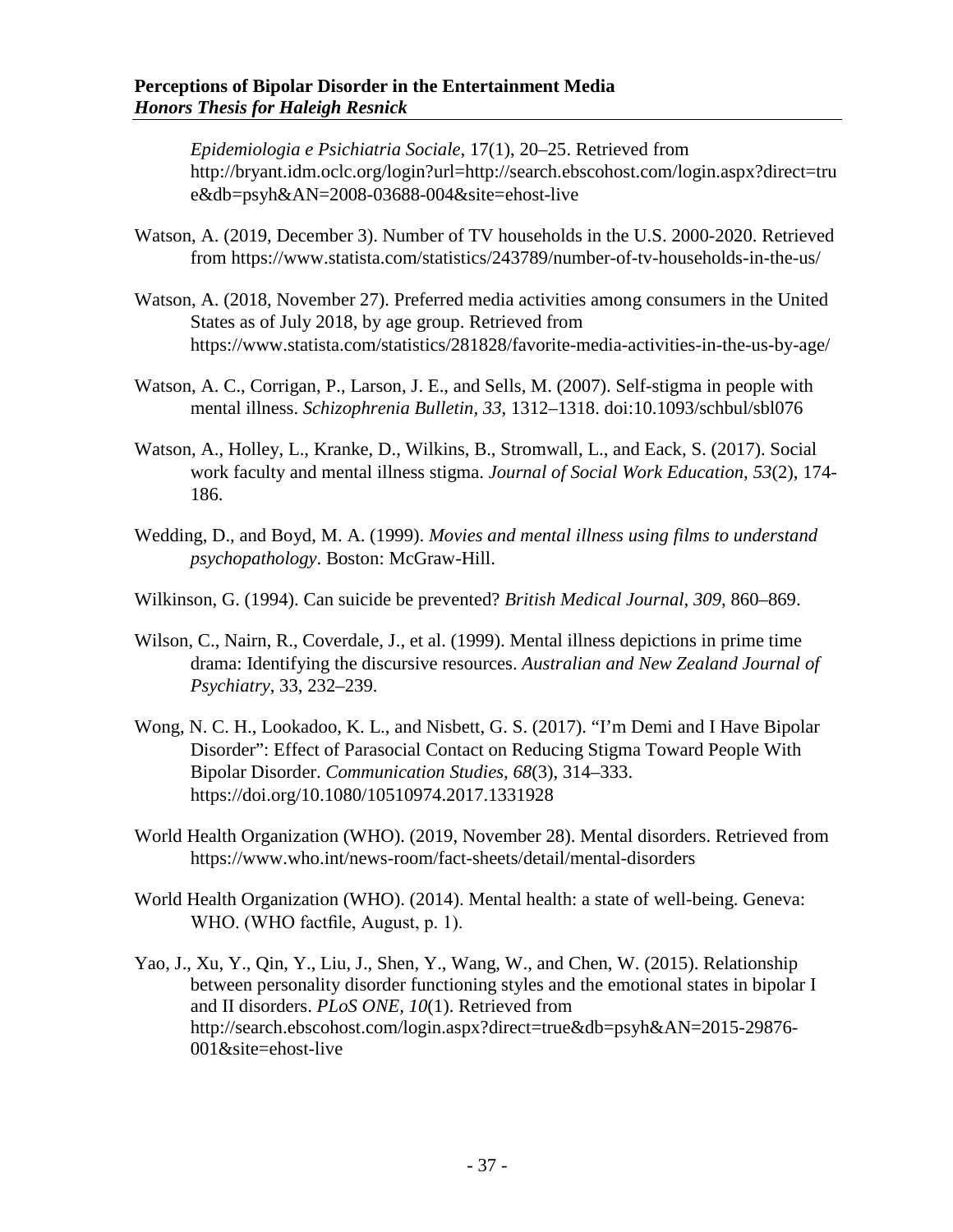*Epidemiologia e Psichiatria Sociale*, 17(1), 20–25. Retrieved from http://bryant.idm.oclc.org/login?url=http://search.ebscohost.com/login.aspx?direct=true&db=psyh&AN=2008-03688-004&site=ehost-live

Watson, A. (2019, December 3). Number of TV households in the U.S. 2000-2020. Retrieved from https://www.statista.com/statistics/243789/number-of-tv-households-in-the-us/

Watson, A. (2018, November 27). Preferred media activities among consumers in the United States as of July 2018, by age group. Retrieved from https://www.statista.com/statistics/281828/favorite-media-activities-in-the-us-by-age/

Watson, A. C., Corrigan, P., Larson, J. E., and Sells, M. (2007). Self-stigma in people with mental illness. *Schizophrenia Bulletin, 33*, 1312–1318. doi:10.1093/schbul/sbl076

Watson, A., Holley, L., Kranke, D., Wilkins, B., Stromwall, L., and Eack, S. (2017). Social work faculty and mental illness stigma. *Journal of Social Work Education, 53*(2), 174-186.

Wedding, D., and Boyd, M. A. (1999). *Movies and mental illness using films to understand psychopathology*. Boston: McGraw-Hill.

Wilkinson, G. (1994). Can suicide be prevented? *British Medical Journal, 309*, 860–869.

Wilson, C., Nairn, R., Coverdale, J., et al. (1999). Mental illness depictions in prime time drama: Identifying the discursive resources. *Australian and New Zealand Journal of Psychiatry*, 33, 232–239.

Wong, N. C. H., Lookadoo, K. L., and Nisbett, G. S. (2017). "I'm Demi and I Have Bipolar Disorder": Effect of Parasocial Contact on Reducing Stigma Toward People With Bipolar Disorder. *Communication Studies, 68*(3), 314–333. https://doi.org/10.1080/10510974.2017.1331928

World Health Organization (WHO). (2019, November 28). Mental disorders. Retrieved from https://www.who.int/news-room/fact-sheets/detail/mental-disorders

World Health Organization (WHO). (2014). Mental health: a state of well-being. Geneva: WHO. (WHO factfile, August, p. 1).

Yao, J., Xu, Y., Qin, Y., Liu, J., Shen, Y., Wang, W., and Chen, W. (2015). Relationship between personality disorder functioning styles and the emotional states in bipolar I and II disorders. *PLoS ONE, 10*(1). Retrieved from http://search.ebscohost.com/login.aspx?direct=true&db=psyh&AN=2015-29876-001&site=ehost-live